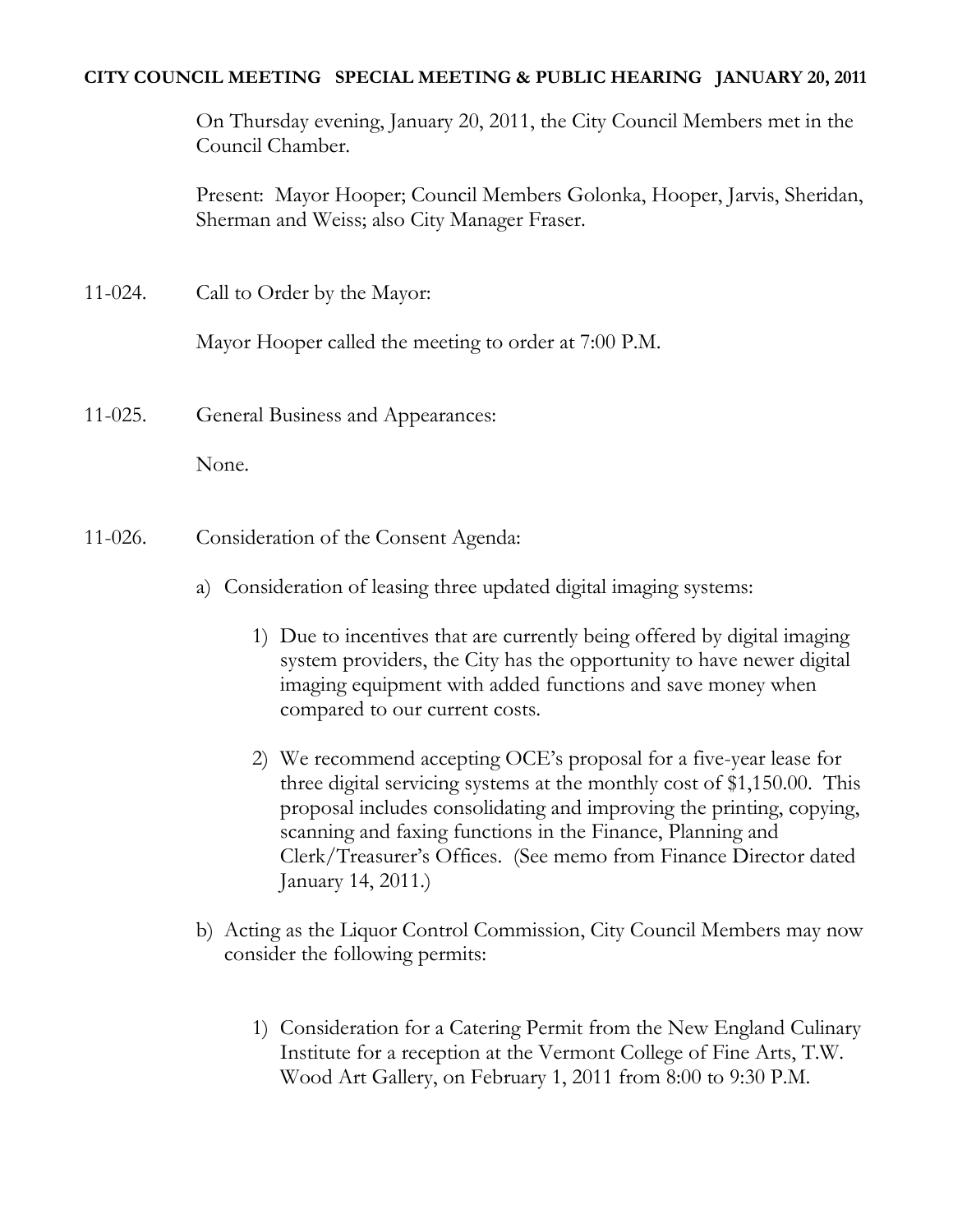**CITY COUNCIL MEETING SPECIAL MEETING & PUBLIC HEARING JANUARY 20, 2011**

On Thursday evening, January 20, 2011, the City Council Members met in the Council Chamber.

Present: Mayor Hooper; Council Members Golonka, Hooper, Jarvis, Sheridan, Sherman and Weiss; also City Manager Fraser.

11-024. Call to Order by the Mayor:

Mayor Hooper called the meeting to order at 7:00 P.M.

11-025. General Business and Appearances:

None.

11-026. Consideration of the Consent Agenda:

a) Consideration of leasing three updated digital imaging systems:

1) Due to incentives that are currently being offered by digital imaging system providers, the City has the opportunity to have newer digital imaging equipment with added functions and save money when compared to our current costs.

2) We recommend accepting OCE's proposal for a five-year lease for three digital servicing systems at the monthly cost of $1,150.00. This proposal includes consolidating and improving the printing, copying, scanning and faxing functions in the Finance, Planning and Clerk/Treasurer's Offices. (See memo from Finance Director dated January 14, 2011.)

b) Acting as the Liquor Control Commission, City Council Members may now consider the following permits:

1) Consideration for a Catering Permit from the New England Culinary Institute for a reception at the Vermont College of Fine Arts, T.W. Wood Art Gallery, on February 1, 2011 from 8:00 to 9:30 P.M.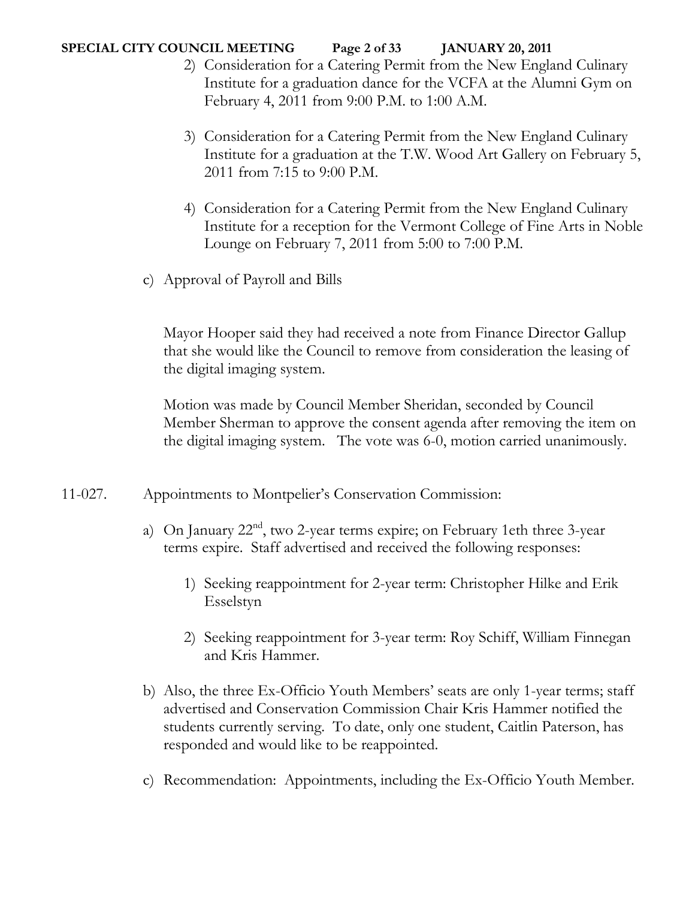2) Consideration for a Catering Permit from the New England Culinary Institute for a graduation dance for the VCFA at the Alumni Gym on February 4, 2011 from 9:00 P.M. to 1:00 A.M.

3) Consideration for a Catering Permit from the New England Culinary Institute for a graduation at the T.W. Wood Art Gallery on February 5, 2011 from 7:15 to 9:00 P.M.

4) Consideration for a Catering Permit from the New England Culinary Institute for a reception for the Vermont College of Fine Arts in Noble Lounge on February 7, 2011 from 5:00 to 7:00 P.M.

c) Approval of Payroll and Bills

Mayor Hooper said they had received a note from Finance Director Gallup that she would like the Council to remove from consideration the leasing of the digital imaging system.

Motion was made by Council Member Sheridan, seconded by Council Member Sherman to approve the consent agenda after removing the item on the digital imaging system. The vote was 6-0, motion carried unanimously.

11-027. Appointments to Montpelier's Conservation Commission:

a) On January 22nd, two 2-year terms expire; on February 1eth three 3-year terms expire. Staff advertised and received the following responses:

1) Seeking reappointment for 2-year term: Christopher Hilke and Erik Esselstyn

2) Seeking reappointment for 3-year term: Roy Schiff, William Finnegan and Kris Hammer.

b) Also, the three Ex-Officio Youth Members' seats are only 1-year terms; staff advertised and Conservation Commission Chair Kris Hammer notified the students currently serving. To date, only one student, Caitlin Paterson, has responded and would like to be reappointed.

c) Recommendation: Appointments, including the Ex-Officio Youth Member.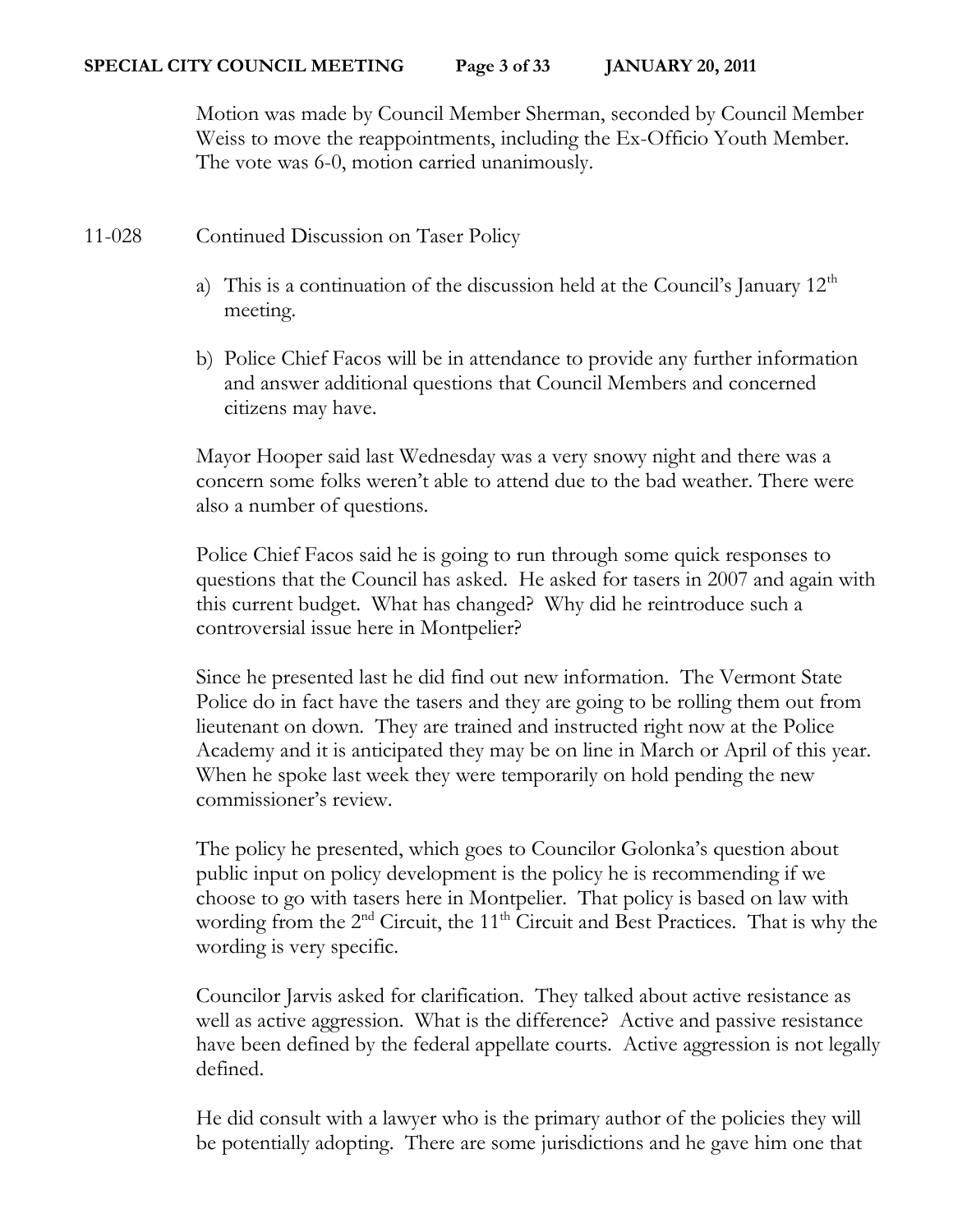Motion was made by Council Member Sherman, seconded by Council Member Weiss to move the reappointments, including the Ex-Officio Youth Member. The vote was 6-0, motion carried unanimously.

11-028 Continued Discussion on Taser Policy

a) This is a continuation of the discussion held at the Council's January 12th meeting.

b) Police Chief Facos will be in attendance to provide any further information and answer additional questions that Council Members and concerned citizens may have.

Mayor Hooper said last Wednesday was a very snowy night and there was a concern some folks weren't able to attend due to the bad weather. There were also a number of questions.

Police Chief Facos said he is going to run through some quick responses to questions that the Council has asked. He asked for tasers in 2007 and again with this current budget. What has changed? Why did he reintroduce such a controversial issue here in Montpelier?

Since he presented last he did find out new information. The Vermont State Police do in fact have the tasers and they are going to be rolling them out from lieutenant on down. They are trained and instructed right now at the Police Academy and it is anticipated they may be on line in March or April of this year. When he spoke last week they were temporarily on hold pending the new commissioner's review.

The policy he presented, which goes to Councilor Golonka's question about public input on policy development is the policy he is recommending if we choose to go with tasers here in Montpelier. That policy is based on law with wording from the 2nd Circuit, the 11th Circuit and Best Practices. That is why the wording is very specific.

Councilor Jarvis asked for clarification. They talked about active resistance as well as active aggression. What is the difference? Active and passive resistance have been defined by the federal appellate courts. Active aggression is not legally defined.

He did consult with a lawyer who is the primary author of the policies they will be potentially adopting. There are some jurisdictions and he gave him one that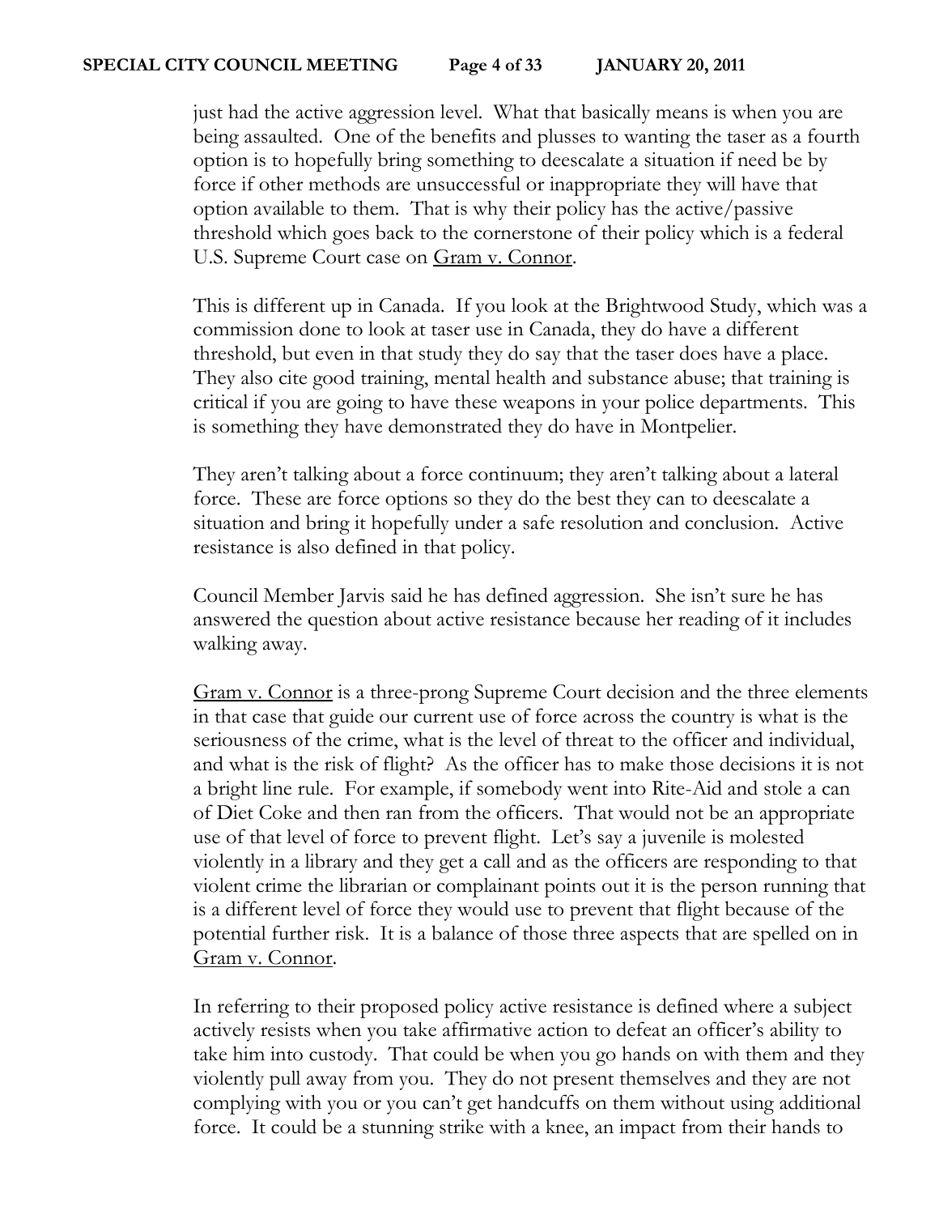just had the active aggression level. What that basically means is when you are being assaulted. One of the benefits and plusses to wanting the taser as a fourth option is to hopefully bring something to deescalate a situation if need be by force if other methods are unsuccessful or inappropriate they will have that option available to them. That is why their policy has the active/passive threshold which goes back to the cornerstone of their policy which is a federal U.S. Supreme Court case on Gram v. Connor.

This is different up in Canada. If you look at the Brightwood Study, which was a commission done to look at taser use in Canada, they do have a different threshold, but even in that study they do say that the taser does have a place. They also cite good training, mental health and substance abuse; that training is critical if you are going to have these weapons in your police departments. This is something they have demonstrated they do have in Montpelier.

They aren't talking about a force continuum; they aren't talking about a lateral force. These are force options so they do the best they can to deescalate a situation and bring it hopefully under a safe resolution and conclusion. Active resistance is also defined in that policy.

Council Member Jarvis said he has defined aggression. She isn't sure he has answered the question about active resistance because her reading of it includes walking away.

Gram v. Connor is a three-prong Supreme Court decision and the three elements in that case that guide our current use of force across the country is what is the seriousness of the crime, what is the level of threat to the officer and individual, and what is the risk of flight? As the officer has to make those decisions it is not a bright line rule. For example, if somebody went into Rite-Aid and stole a can of Diet Coke and then ran from the officers. That would not be an appropriate use of that level of force to prevent flight. Let's say a juvenile is molested violently in a library and they get a call and as the officers are responding to that violent crime the librarian or complainant points out it is the person running that is a different level of force they would use to prevent that flight because of the potential further risk. It is a balance of those three aspects that are spelled on in Gram v. Connor.

In referring to their proposed policy active resistance is defined where a subject actively resists when you take affirmative action to defeat an officer's ability to take him into custody. That could be when you go hands on with them and they violently pull away from you. They do not present themselves and they are not complying with you or you can't get handcuffs on them without using additional force. It could be a stunning strike with a knee, an impact from their hands to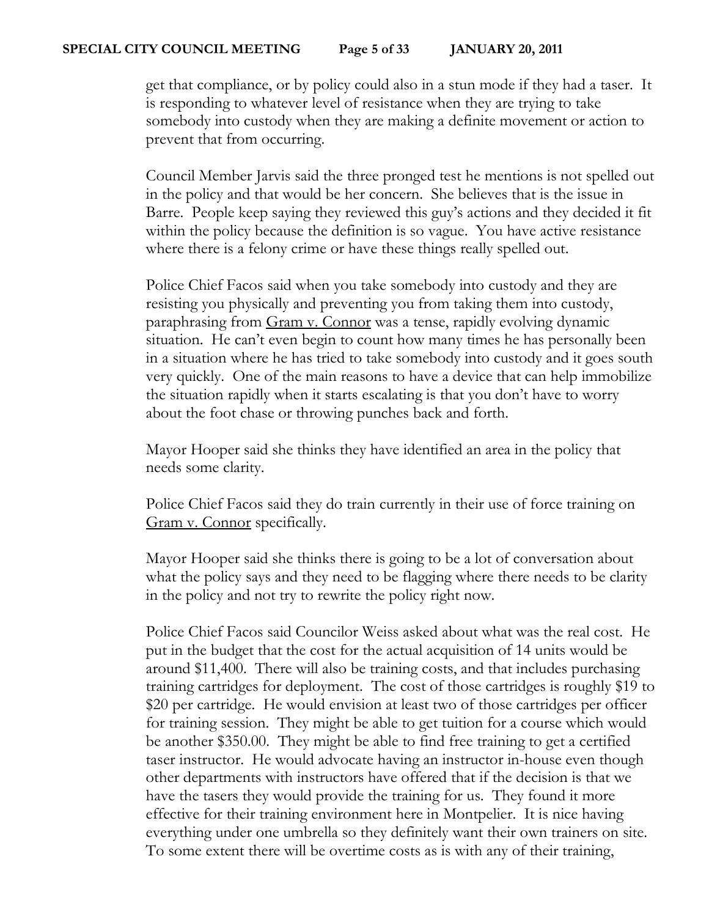get that compliance, or by policy could also in a stun mode if they had a taser. It is responding to whatever level of resistance when they are trying to take somebody into custody when they are making a definite movement or action to prevent that from occurring.

Council Member Jarvis said the three pronged test he mentions is not spelled out in the policy and that would be her concern. She believes that is the issue in Barre. People keep saying they reviewed this guy's actions and they decided it fit within the policy because the definition is so vague. You have active resistance where there is a felony crime or have these things really spelled out.

Police Chief Facos said when you take somebody into custody and they are resisting you physically and preventing you from taking them into custody, paraphrasing from <u>Gram v. Connor</u> was a tense, rapidly evolving dynamic situation. He can't even begin to count how many times he has personally been in a situation where he has tried to take somebody into custody and it goes south very quickly. One of the main reasons to have a device that can help immobilize the situation rapidly when it starts escalating is that you don't have to worry about the foot chase or throwing punches back and forth.

Mayor Hooper said she thinks they have identified an area in the policy that needs some clarity.

Police Chief Facos said they do train currently in their use of force training on <u>Gram v. Connor</u> specifically.

Mayor Hooper said she thinks there is going to be a lot of conversation about what the policy says and they need to be flagging where there needs to be clarity in the policy and not try to rewrite the policy right now.

Police Chief Facos said Councilor Weiss asked about what was the real cost. He put in the budget that the cost for the actual acquisition of 14 units would be around $11,400. There will also be training costs, and that includes purchasing training cartridges for deployment. The cost of those cartridges is roughly $19 to $20 per cartridge. He would envision at least two of those cartridges per officer for training session. They might be able to get tuition for a course which would be another $350.00. They might be able to find free training to get a certified taser instructor. He would advocate having an instructor in-house even though other departments with instructors have offered that if the decision is that we have the tasers they would provide the training for us. They found it more effective for their training environment here in Montpelier. It is nice having everything under one umbrella so they definitely want their own trainers on site. To some extent there will be overtime costs as is with any of their training,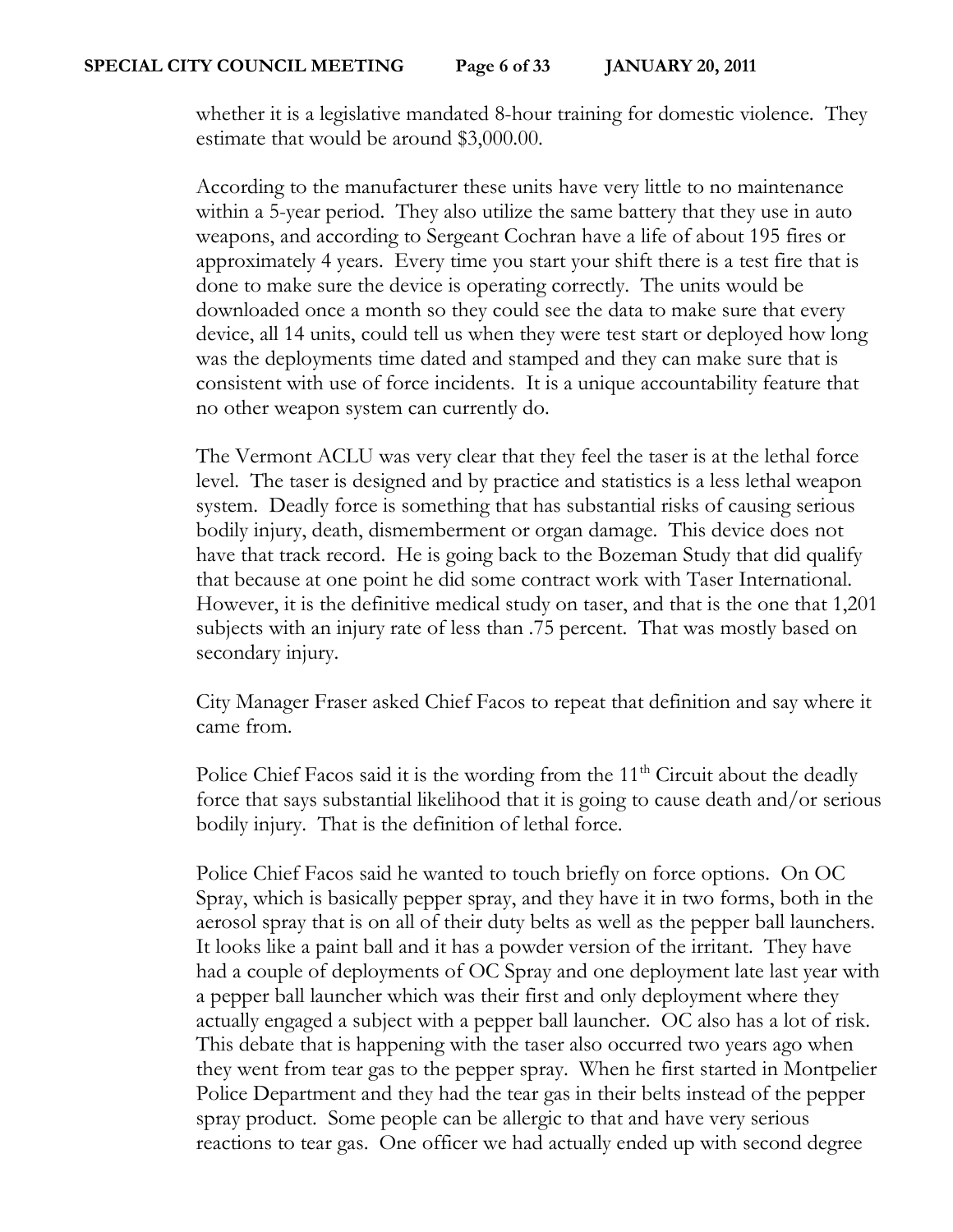whether it is a legislative mandated 8-hour training for domestic violence. They estimate that would be around $3,000.00.

According to the manufacturer these units have very little to no maintenance within a 5-year period. They also utilize the same battery that they use in auto weapons, and according to Sergeant Cochran have a life of about 195 fires or approximately 4 years. Every time you start your shift there is a test fire that is done to make sure the device is operating correctly. The units would be downloaded once a month so they could see the data to make sure that every device, all 14 units, could tell us when they were test start or deployed how long was the deployments time dated and stamped and they can make sure that is consistent with use of force incidents. It is a unique accountability feature that no other weapon system can currently do.

The Vermont ACLU was very clear that they feel the taser is at the lethal force level. The taser is designed and by practice and statistics is a less lethal weapon system. Deadly force is something that has substantial risks of causing serious bodily injury, death, dismemberment or organ damage. This device does not have that track record. He is going back to the Bozeman Study that did qualify that because at one point he did some contract work with Taser International. However, it is the definitive medical study on taser, and that is the one that 1,201 subjects with an injury rate of less than .75 percent. That was mostly based on secondary injury.

City Manager Fraser asked Chief Facos to repeat that definition and say where it came from.

Police Chief Facos said it is the wording from the 11th Circuit about the deadly force that says substantial likelihood that it is going to cause death and/or serious bodily injury. That is the definition of lethal force.

Police Chief Facos said he wanted to touch briefly on force options. On OC Spray, which is basically pepper spray, and they have it in two forms, both in the aerosol spray that is on all of their duty belts as well as the pepper ball launchers. It looks like a paint ball and it has a powder version of the irritant. They have had a couple of deployments of OC Spray and one deployment late last year with a pepper ball launcher which was their first and only deployment where they actually engaged a subject with a pepper ball launcher. OC also has a lot of risk. This debate that is happening with the taser also occurred two years ago when they went from tear gas to the pepper spray. When he first started in Montpelier Police Department and they had the tear gas in their belts instead of the pepper spray product. Some people can be allergic to that and have very serious reactions to tear gas. One officer we had actually ended up with second degree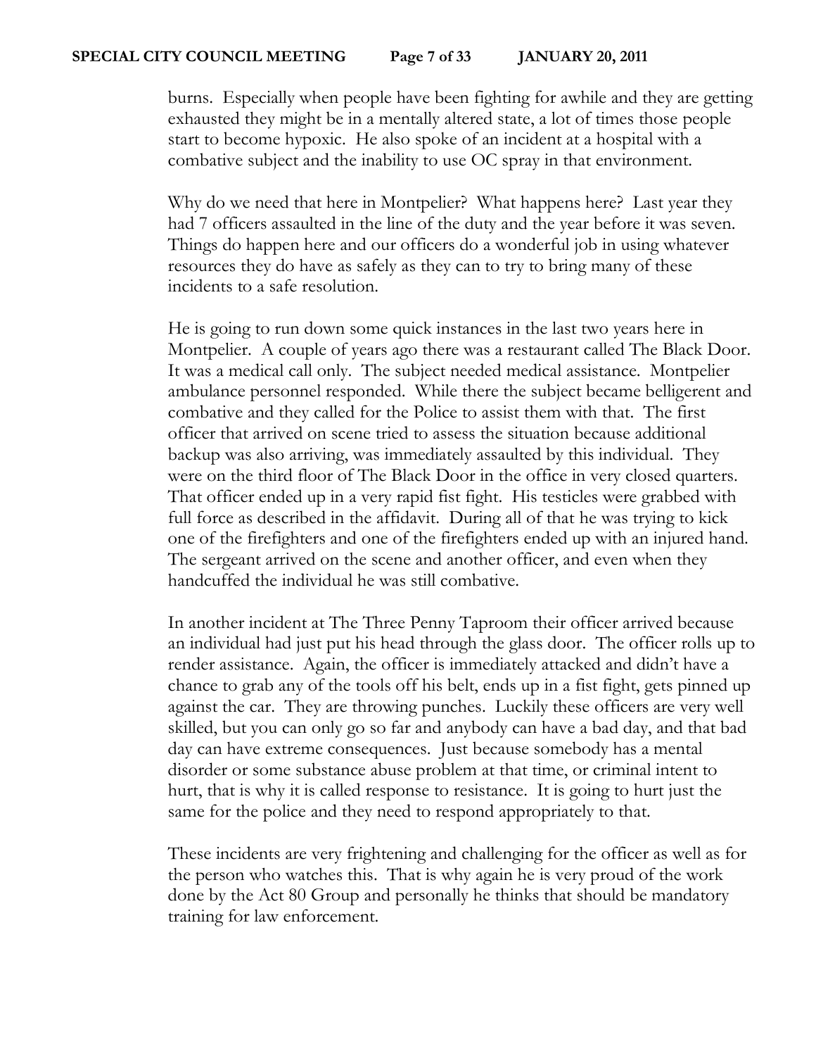burns. Especially when people have been fighting for awhile and they are getting exhausted they might be in a mentally altered state, a lot of times those people start to become hypoxic. He also spoke of an incident at a hospital with a combative subject and the inability to use OC spray in that environment.

Why do we need that here in Montpelier? What happens here? Last year they had 7 officers assaulted in the line of the duty and the year before it was seven. Things do happen here and our officers do a wonderful job in using whatever resources they do have as safely as they can to try to bring many of these incidents to a safe resolution.

He is going to run down some quick instances in the last two years here in Montpelier. A couple of years ago there was a restaurant called The Black Door. It was a medical call only. The subject needed medical assistance. Montpelier ambulance personnel responded. While there the subject became belligerent and combative and they called for the Police to assist them with that. The first officer that arrived on scene tried to assess the situation because additional backup was also arriving, was immediately assaulted by this individual. They were on the third floor of The Black Door in the office in very closed quarters. That officer ended up in a very rapid fist fight. His testicles were grabbed with full force as described in the affidavit. During all of that he was trying to kick one of the firefighters and one of the firefighters ended up with an injured hand. The sergeant arrived on the scene and another officer, and even when they handcuffed the individual he was still combative.

In another incident at The Three Penny Taproom their officer arrived because an individual had just put his head through the glass door. The officer rolls up to render assistance. Again, the officer is immediately attacked and didn't have a chance to grab any of the tools off his belt, ends up in a fist fight, gets pinned up against the car. They are throwing punches. Luckily these officers are very well skilled, but you can only go so far and anybody can have a bad day, and that bad day can have extreme consequences. Just because somebody has a mental disorder or some substance abuse problem at that time, or criminal intent to hurt, that is why it is called response to resistance. It is going to hurt just the same for the police and they need to respond appropriately to that.

These incidents are very frightening and challenging for the officer as well as for the person who watches this. That is why again he is very proud of the work done by the Act 80 Group and personally he thinks that should be mandatory training for law enforcement.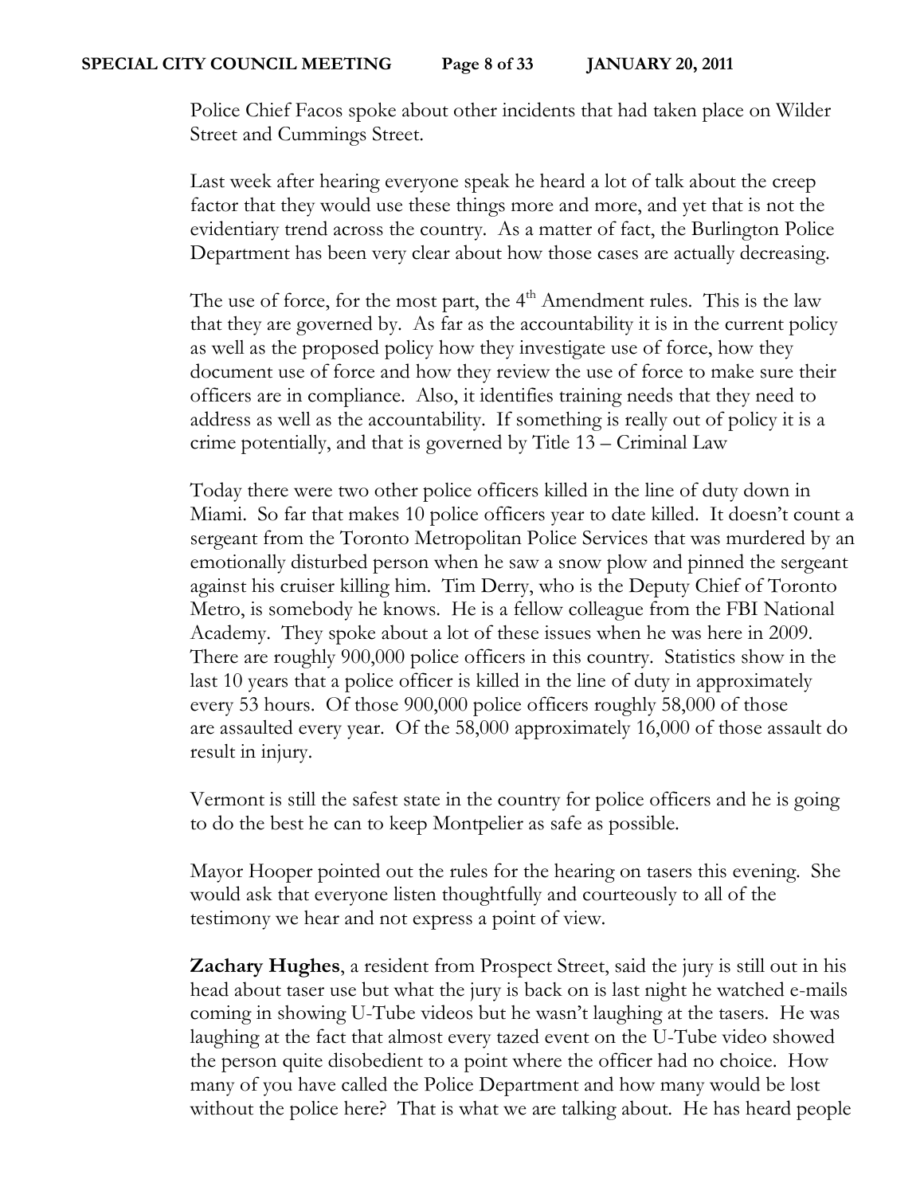Police Chief Facos spoke about other incidents that had taken place on Wilder Street and Cummings Street.

Last week after hearing everyone speak he heard a lot of talk about the creep factor that they would use these things more and more, and yet that is not the evidentiary trend across the country. As a matter of fact, the Burlington Police Department has been very clear about how those cases are actually decreasing.

The use of force, for the most part, the 4th Amendment rules. This is the law that they are governed by. As far as the accountability it is in the current policy as well as the proposed policy how they investigate use of force, how they document use of force and how they review the use of force to make sure their officers are in compliance. Also, it identifies training needs that they need to address as well as the accountability. If something is really out of policy it is a crime potentially, and that is governed by Title 13 – Criminal Law

Today there were two other police officers killed in the line of duty down in Miami. So far that makes 10 police officers year to date killed. It doesn't count a sergeant from the Toronto Metropolitan Police Services that was murdered by an emotionally disturbed person when he saw a snow plow and pinned the sergeant against his cruiser killing him. Tim Derry, who is the Deputy Chief of Toronto Metro, is somebody he knows. He is a fellow colleague from the FBI National Academy. They spoke about a lot of these issues when he was here in 2009. There are roughly 900,000 police officers in this country. Statistics show in the last 10 years that a police officer is killed in the line of duty in approximately every 53 hours. Of those 900,000 police officers roughly 58,000 of those are assaulted every year. Of the 58,000 approximately 16,000 of those assault do result in injury.

Vermont is still the safest state in the country for police officers and he is going to do the best he can to keep Montpelier as safe as possible.

Mayor Hooper pointed out the rules for the hearing on tasers this evening. She would ask that everyone listen thoughtfully and courteously to all of the testimony we hear and not express a point of view.

**Zachary Hughes**, a resident from Prospect Street, said the jury is still out in his head about taser use but what the jury is back on is last night he watched e-mails coming in showing U-Tube videos but he wasn't laughing at the tasers. He was laughing at the fact that almost every tazed event on the U-Tube video showed the person quite disobedient to a point where the officer had no choice. How many of you have called the Police Department and how many would be lost without the police here? That is what we are talking about. He has heard people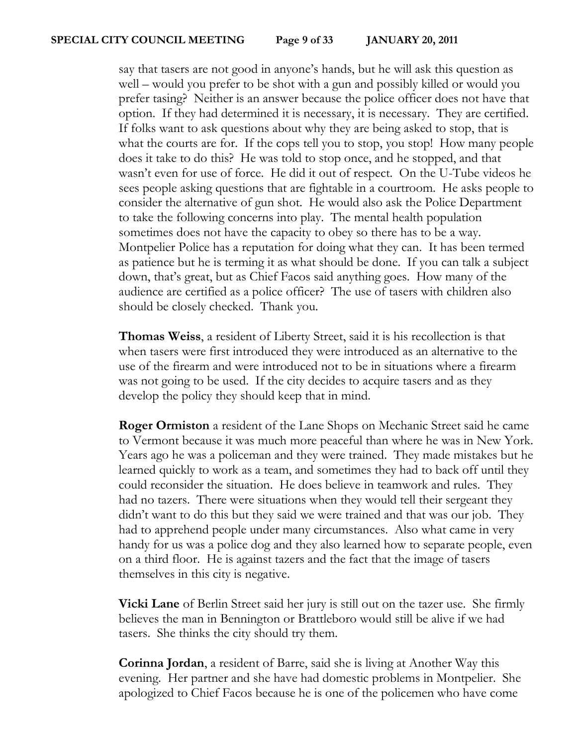say that tasers are not good in anyone's hands, but he will ask this question as well – would you prefer to be shot with a gun and possibly killed or would you prefer tasing? Neither is an answer because the police officer does not have that option. If they had determined it is necessary, it is necessary. They are certified. If folks want to ask questions about why they are being asked to stop, that is what the courts are for. If the cops tell you to stop, you stop! How many people does it take to do this? He was told to stop once, and he stopped, and that wasn't even for use of force. He did it out of respect. On the U-Tube videos he sees people asking questions that are fightable in a courtroom. He asks people to consider the alternative of gun shot. He would also ask the Police Department to take the following concerns into play. The mental health population sometimes does not have the capacity to obey so there has to be a way. Montpelier Police has a reputation for doing what they can. It has been termed as patience but he is terming it as what should be done. If you can talk a subject down, that's great, but as Chief Facos said anything goes. How many of the audience are certified as a police officer? The use of tasers with children also should be closely checked. Thank you.

**Thomas Weiss**, a resident of Liberty Street, said it is his recollection is that when tasers were first introduced they were introduced as an alternative to the use of the firearm and were introduced not to be in situations where a firearm was not going to be used. If the city decides to acquire tasers and as they develop the policy they should keep that in mind.

**Roger Ormiston** a resident of the Lane Shops on Mechanic Street said he came to Vermont because it was much more peaceful than where he was in New York. Years ago he was a policeman and they were trained. They made mistakes but he learned quickly to work as a team, and sometimes they had to back off until they could reconsider the situation. He does believe in teamwork and rules. They had no tazers. There were situations when they would tell their sergeant they didn't want to do this but they said we were trained and that was our job. They had to apprehend people under many circumstances. Also what came in very handy for us was a police dog and they also learned how to separate people, even on a third floor. He is against tazers and the fact that the image of tasers themselves in this city is negative.

**Vicki Lane** of Berlin Street said her jury is still out on the tazer use. She firmly believes the man in Bennington or Brattleboro would still be alive if we had tasers. She thinks the city should try them.

**Corinna Jordan**, a resident of Barre, said she is living at Another Way this evening. Her partner and she have had domestic problems in Montpelier. She apologized to Chief Facos because he is one of the policemen who have come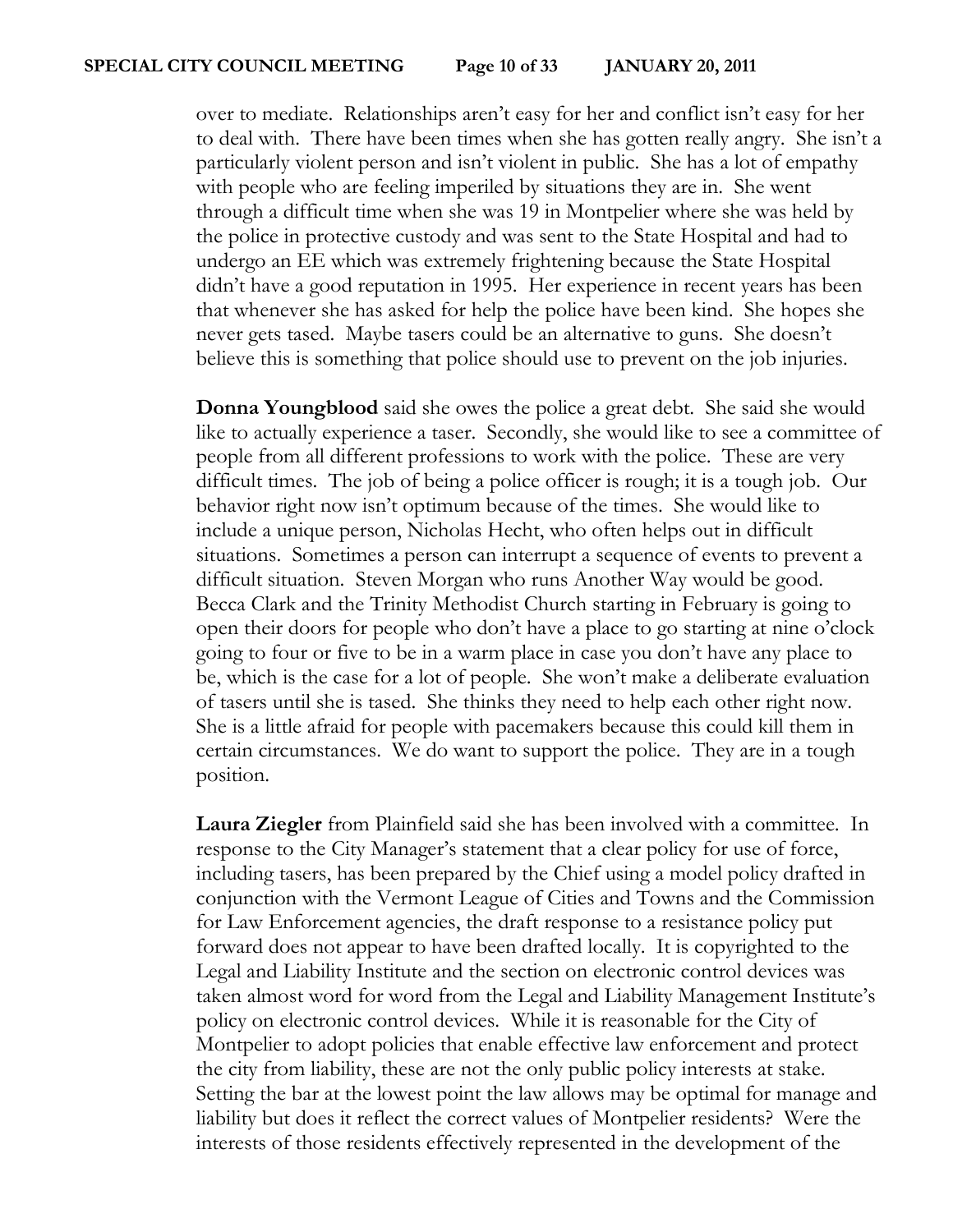over to mediate. Relationships aren't easy for her and conflict isn't easy for her to deal with. There have been times when she has gotten really angry. She isn't a particularly violent person and isn't violent in public. She has a lot of empathy with people who are feeling imperiled by situations they are in. She went through a difficult time when she was 19 in Montpelier where she was held by the police in protective custody and was sent to the State Hospital and had to undergo an EE which was extremely frightening because the State Hospital didn't have a good reputation in 1995. Her experience in recent years has been that whenever she has asked for help the police have been kind. She hopes she never gets tased. Maybe tasers could be an alternative to guns. She doesn't believe this is something that police should use to prevent on the job injuries.

**Donna Youngblood** said she owes the police a great debt. She said she would like to actually experience a taser. Secondly, she would like to see a committee of people from all different professions to work with the police. These are very difficult times. The job of being a police officer is rough; it is a tough job. Our behavior right now isn't optimum because of the times. She would like to include a unique person, Nicholas Hecht, who often helps out in difficult situations. Sometimes a person can interrupt a sequence of events to prevent a difficult situation. Steven Morgan who runs Another Way would be good. Becca Clark and the Trinity Methodist Church starting in February is going to open their doors for people who don't have a place to go starting at nine o'clock going to four or five to be in a warm place in case you don't have any place to be, which is the case for a lot of people. She won't make a deliberate evaluation of tasers until she is tased. She thinks they need to help each other right now. She is a little afraid for people with pacemakers because this could kill them in certain circumstances. We do want to support the police. They are in a tough position.

**Laura Ziegler** from Plainfield said she has been involved with a committee. In response to the City Manager's statement that a clear policy for use of force, including tasers, has been prepared by the Chief using a model policy drafted in conjunction with the Vermont League of Cities and Towns and the Commission for Law Enforcement agencies, the draft response to a resistance policy put forward does not appear to have been drafted locally. It is copyrighted to the Legal and Liability Institute and the section on electronic control devices was taken almost word for word from the Legal and Liability Management Institute's policy on electronic control devices. While it is reasonable for the City of Montpelier to adopt policies that enable effective law enforcement and protect the city from liability, these are not the only public policy interests at stake. Setting the bar at the lowest point the law allows may be optimal for manage and liability but does it reflect the correct values of Montpelier residents? Were the interests of those residents effectively represented in the development of the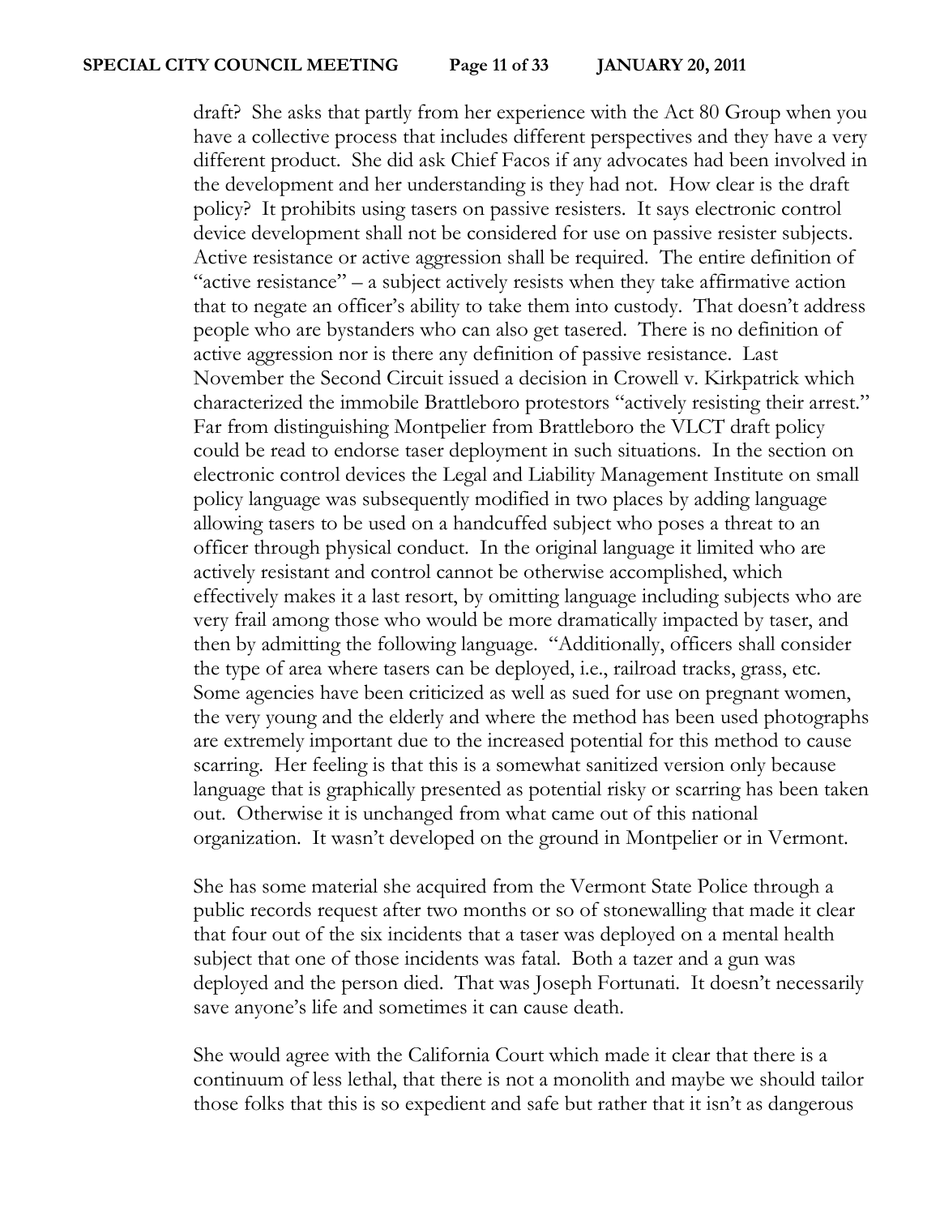draft? She asks that partly from her experience with the Act 80 Group when you have a collective process that includes different perspectives and they have a very different product. She did ask Chief Facos if any advocates had been involved in the development and her understanding is they had not. How clear is the draft policy? It prohibits using tasers on passive resisters. It says electronic control device development shall not be considered for use on passive resister subjects. Active resistance or active aggression shall be required. The entire definition of "active resistance" – a subject actively resists when they take affirmative action that to negate an officer's ability to take them into custody. That doesn't address people who are bystanders who can also get tasered. There is no definition of active aggression nor is there any definition of passive resistance. Last November the Second Circuit issued a decision in Crowell v. Kirkpatrick which characterized the immobile Brattleboro protestors "actively resisting their arrest." Far from distinguishing Montpelier from Brattleboro the VLCT draft policy could be read to endorse taser deployment in such situations. In the section on electronic control devices the Legal and Liability Management Institute on small policy language was subsequently modified in two places by adding language allowing tasers to be used on a handcuffed subject who poses a threat to an officer through physical conduct. In the original language it limited who are actively resistant and control cannot be otherwise accomplished, which effectively makes it a last resort, by omitting language including subjects who are very frail among those who would be more dramatically impacted by taser, and then by admitting the following language. "Additionally, officers shall consider the type of area where tasers can be deployed, i.e., railroad tracks, grass, etc. Some agencies have been criticized as well as sued for use on pregnant women, the very young and the elderly and where the method has been used photographs are extremely important due to the increased potential for this method to cause scarring. Her feeling is that this is a somewhat sanitized version only because language that is graphically presented as potential risky or scarring has been taken out. Otherwise it is unchanged from what came out of this national organization. It wasn't developed on the ground in Montpelier or in Vermont.

She has some material she acquired from the Vermont State Police through a public records request after two months or so of stonewalling that made it clear that four out of the six incidents that a taser was deployed on a mental health subject that one of those incidents was fatal. Both a tazer and a gun was deployed and the person died. That was Joseph Fortunati. It doesn't necessarily save anyone's life and sometimes it can cause death.

She would agree with the California Court which made it clear that there is a continuum of less lethal, that there is not a monolith and maybe we should tailor those folks that this is so expedient and safe but rather that it isn't as dangerous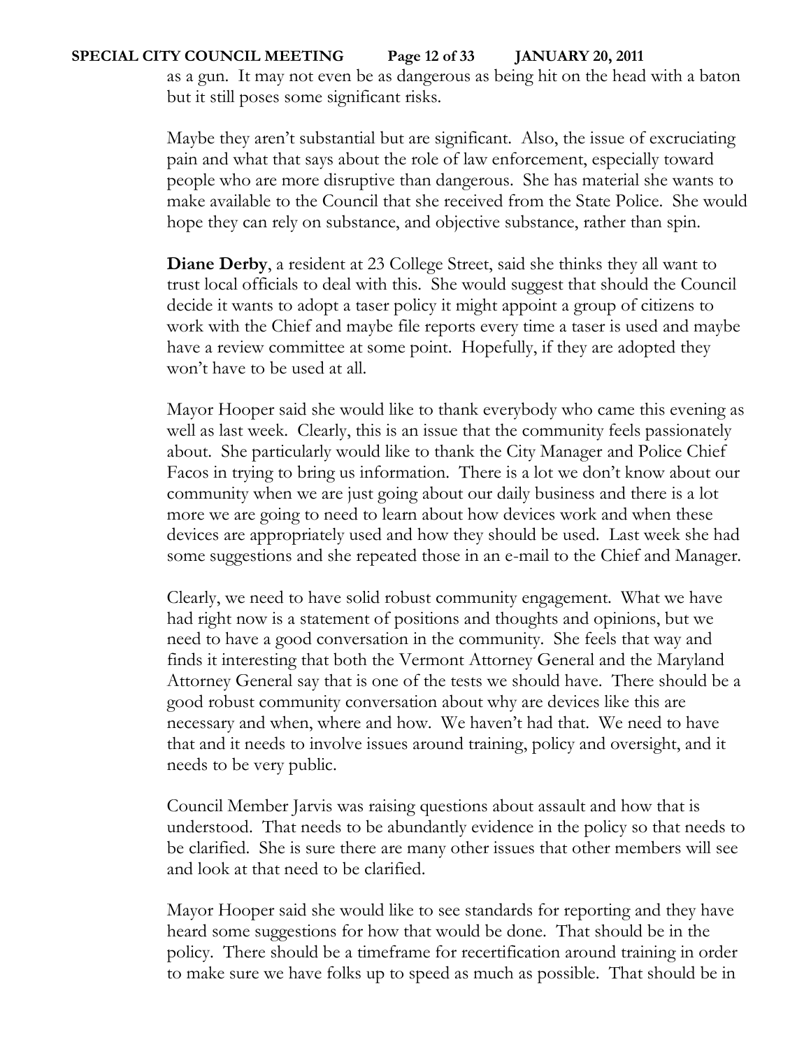as a gun. It may not even be as dangerous as being hit on the head with a baton but it still poses some significant risks.

Maybe they aren't substantial but are significant. Also, the issue of excruciating pain and what that says about the role of law enforcement, especially toward people who are more disruptive than dangerous. She has material she wants to make available to the Council that she received from the State Police. She would hope they can rely on substance, and objective substance, rather than spin.

**Diane Derby**, a resident at 23 College Street, said she thinks they all want to trust local officials to deal with this. She would suggest that should the Council decide it wants to adopt a taser policy it might appoint a group of citizens to work with the Chief and maybe file reports every time a taser is used and maybe have a review committee at some point. Hopefully, if they are adopted they won't have to be used at all.

Mayor Hooper said she would like to thank everybody who came this evening as well as last week. Clearly, this is an issue that the community feels passionately about. She particularly would like to thank the City Manager and Police Chief Facos in trying to bring us information. There is a lot we don't know about our community when we are just going about our daily business and there is a lot more we are going to need to learn about how devices work and when these devices are appropriately used and how they should be used. Last week she had some suggestions and she repeated those in an e-mail to the Chief and Manager.

Clearly, we need to have solid robust community engagement. What we have had right now is a statement of positions and thoughts and opinions, but we need to have a good conversation in the community. She feels that way and finds it interesting that both the Vermont Attorney General and the Maryland Attorney General say that is one of the tests we should have. There should be a good robust community conversation about why are devices like this are necessary and when, where and how. We haven't had that. We need to have that and it needs to involve issues around training, policy and oversight, and it needs to be very public.

Council Member Jarvis was raising questions about assault and how that is understood. That needs to be abundantly evidence in the policy so that needs to be clarified. She is sure there are many other issues that other members will see and look at that need to be clarified.

Mayor Hooper said she would like to see standards for reporting and they have heard some suggestions for how that would be done. That should be in the policy. There should be a timeframe for recertification around training in order to make sure we have folks up to speed as much as possible. That should be in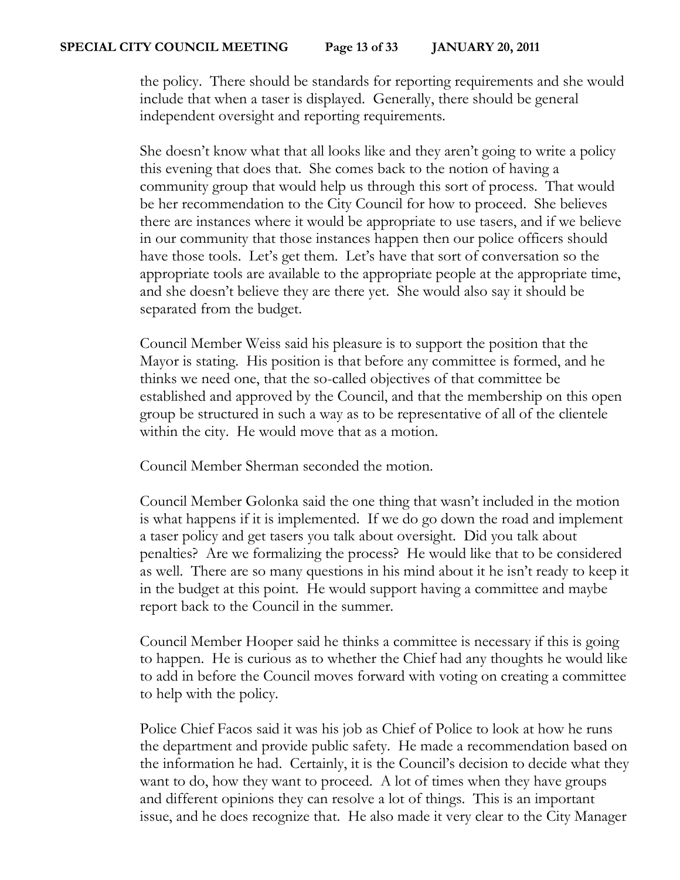the policy. There should be standards for reporting requirements and she would include that when a taser is displayed. Generally, there should be general independent oversight and reporting requirements.

She doesn't know what that all looks like and they aren't going to write a policy this evening that does that. She comes back to the notion of having a community group that would help us through this sort of process. That would be her recommendation to the City Council for how to proceed. She believes there are instances where it would be appropriate to use tasers, and if we believe in our community that those instances happen then our police officers should have those tools. Let's get them. Let's have that sort of conversation so the appropriate tools are available to the appropriate people at the appropriate time, and she doesn't believe they are there yet. She would also say it should be separated from the budget.

Council Member Weiss said his pleasure is to support the position that the Mayor is stating. His position is that before any committee is formed, and he thinks we need one, that the so-called objectives of that committee be established and approved by the Council, and that the membership on this open group be structured in such a way as to be representative of all of the clientele within the city. He would move that as a motion.

Council Member Sherman seconded the motion.

Council Member Golonka said the one thing that wasn't included in the motion is what happens if it is implemented. If we do go down the road and implement a taser policy and get tasers you talk about oversight. Did you talk about penalties? Are we formalizing the process? He would like that to be considered as well. There are so many questions in his mind about it he isn't ready to keep it in the budget at this point. He would support having a committee and maybe report back to the Council in the summer.

Council Member Hooper said he thinks a committee is necessary if this is going to happen. He is curious as to whether the Chief had any thoughts he would like to add in before the Council moves forward with voting on creating a committee to help with the policy.

Police Chief Facos said it was his job as Chief of Police to look at how he runs the department and provide public safety. He made a recommendation based on the information he had. Certainly, it is the Council's decision to decide what they want to do, how they want to proceed. A lot of times when they have groups and different opinions they can resolve a lot of things. This is an important issue, and he does recognize that. He also made it very clear to the City Manager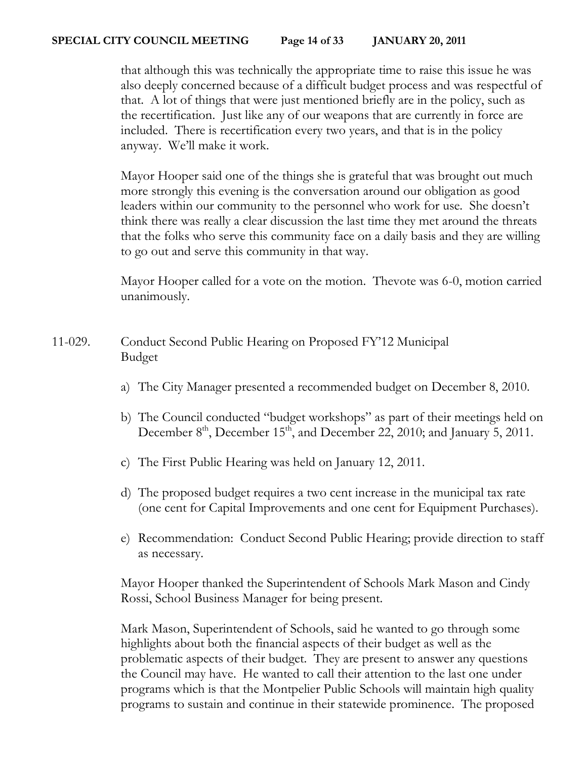that although this was technically the appropriate time to raise this issue he was also deeply concerned because of a difficult budget process and was respectful of that. A lot of things that were just mentioned briefly are in the policy, such as the recertification. Just like any of our weapons that are currently in force are included. There is recertification every two years, and that is in the policy anyway. We'll make it work.

Mayor Hooper said one of the things she is grateful that was brought out much more strongly this evening is the conversation around our obligation as good leaders within our community to the personnel who work for use. She doesn't think there was really a clear discussion the last time they met around the threats that the folks who serve this community face on a daily basis and they are willing to go out and serve this community in that way.

Mayor Hooper called for a vote on the motion. Thevote was 6-0, motion carried unanimously.

11-029. Conduct Second Public Hearing on Proposed FY'12 Municipal Budget

a) The City Manager presented a recommended budget on December 8, 2010.

b) The Council conducted "budget workshops" as part of their meetings held on December 8th, December 15th, and December 22, 2010; and January 5, 2011.

c) The First Public Hearing was held on January 12, 2011.

d) The proposed budget requires a two cent increase in the municipal tax rate (one cent for Capital Improvements and one cent for Equipment Purchases).

e) Recommendation: Conduct Second Public Hearing; provide direction to staff as necessary.

Mayor Hooper thanked the Superintendent of Schools Mark Mason and Cindy Rossi, School Business Manager for being present.

Mark Mason, Superintendent of Schools, said he wanted to go through some highlights about both the financial aspects of their budget as well as the problematic aspects of their budget. They are present to answer any questions the Council may have. He wanted to call their attention to the last one under programs which is that the Montpelier Public Schools will maintain high quality programs to sustain and continue in their statewide prominence. The proposed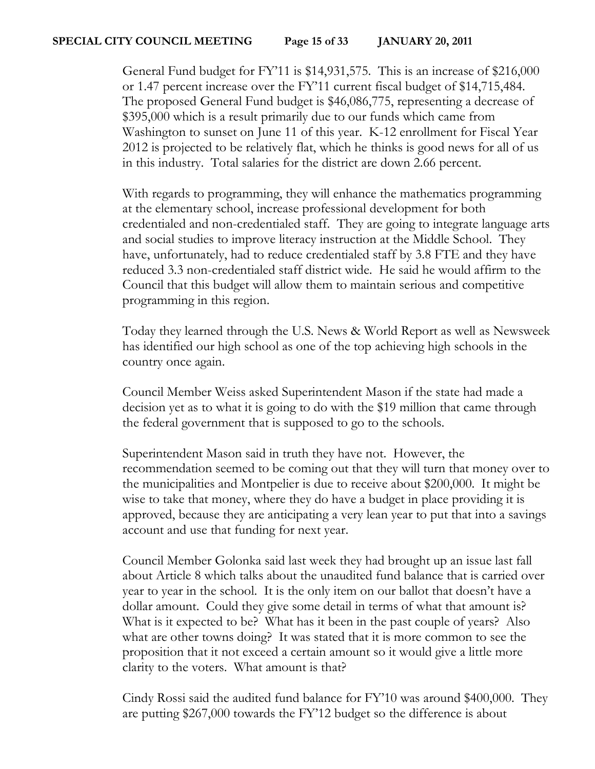General Fund budget for FY'11 is $14,931,575. This is an increase of $216,000 or 1.47 percent increase over the FY'11 current fiscal budget of $14,715,484. The proposed General Fund budget is $46,086,775, representing a decrease of $395,000 which is a result primarily due to our funds which came from Washington to sunset on June 11 of this year. K-12 enrollment for Fiscal Year 2012 is projected to be relatively flat, which he thinks is good news for all of us in this industry. Total salaries for the district are down 2.66 percent.

With regards to programming, they will enhance the mathematics programming at the elementary school, increase professional development for both credentialed and non-credentialed staff. They are going to integrate language arts and social studies to improve literacy instruction at the Middle School. They have, unfortunately, had to reduce credentialed staff by 3.8 FTE and they have reduced 3.3 non-credentialed staff district wide. He said he would affirm to the Council that this budget will allow them to maintain serious and competitive programming in this region.

Today they learned through the U.S. News & World Report as well as Newsweek has identified our high school as one of the top achieving high schools in the country once again.

Council Member Weiss asked Superintendent Mason if the state had made a decision yet as to what it is going to do with the $19 million that came through the federal government that is supposed to go to the schools.

Superintendent Mason said in truth they have not. However, the recommendation seemed to be coming out that they will turn that money over to the municipalities and Montpelier is due to receive about $200,000. It might be wise to take that money, where they do have a budget in place providing it is approved, because they are anticipating a very lean year to put that into a savings account and use that funding for next year.

Council Member Golonka said last week they had brought up an issue last fall about Article 8 which talks about the unaudited fund balance that is carried over year to year in the school. It is the only item on our ballot that doesn't have a dollar amount. Could they give some detail in terms of what that amount is? What is it expected to be? What has it been in the past couple of years? Also what are other towns doing? It was stated that it is more common to see the proposition that it not exceed a certain amount so it would give a little more clarity to the voters. What amount is that?

Cindy Rossi said the audited fund balance for FY'10 was around $400,000. They are putting $267,000 towards the FY'12 budget so the difference is about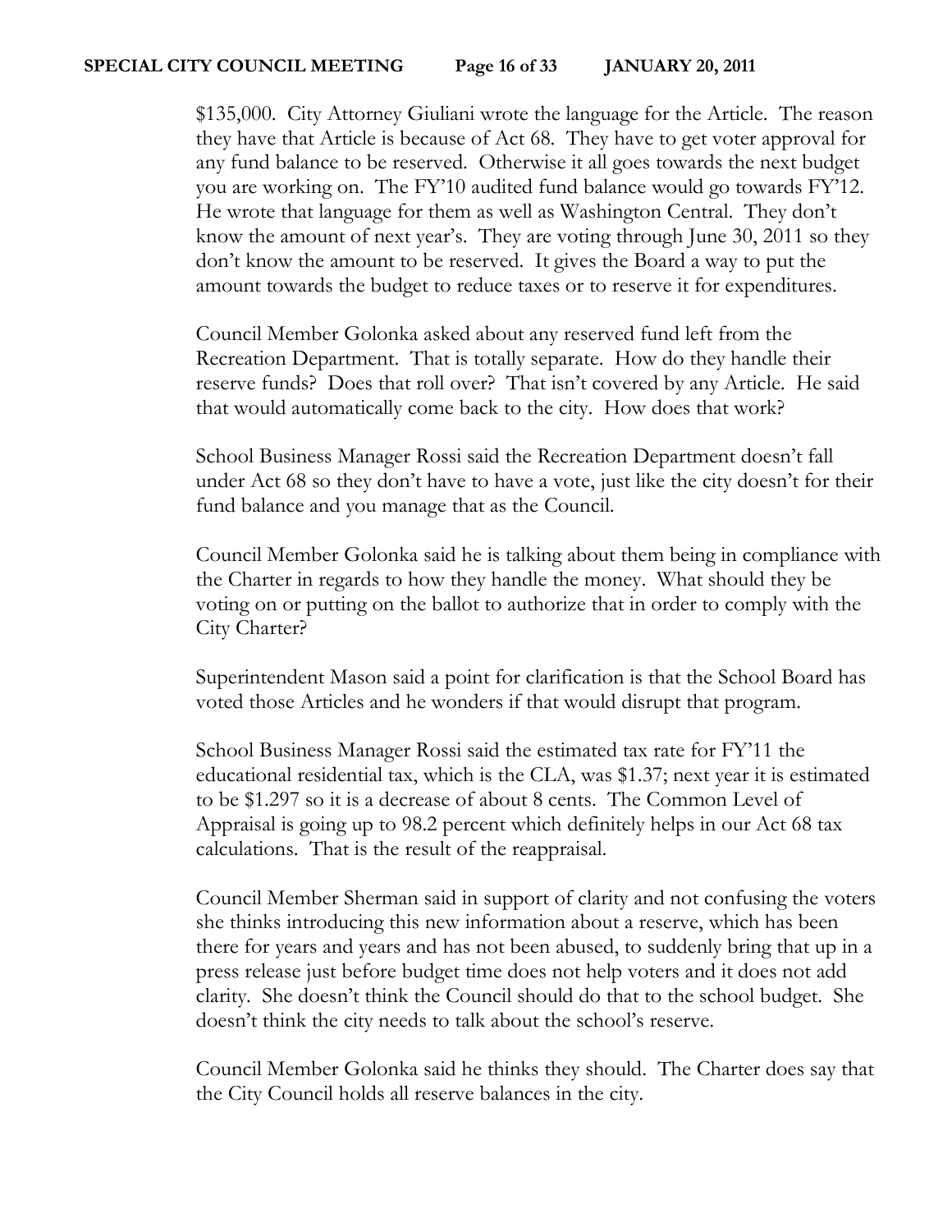$135,000. City Attorney Giuliani wrote the language for the Article. The reason they have that Article is because of Act 68. They have to get voter approval for any fund balance to be reserved. Otherwise it all goes towards the next budget you are working on. The FY'10 audited fund balance would go towards FY'12. He wrote that language for them as well as Washington Central. They don't know the amount of next year's. They are voting through June 30, 2011 so they don't know the amount to be reserved. It gives the Board a way to put the amount towards the budget to reduce taxes or to reserve it for expenditures.

Council Member Golonka asked about any reserved fund left from the Recreation Department. That is totally separate. How do they handle their reserve funds? Does that roll over? That isn't covered by any Article. He said that would automatically come back to the city. How does that work?

School Business Manager Rossi said the Recreation Department doesn't fall under Act 68 so they don't have to have a vote, just like the city doesn't for their fund balance and you manage that as the Council.

Council Member Golonka said he is talking about them being in compliance with the Charter in regards to how they handle the money. What should they be voting on or putting on the ballot to authorize that in order to comply with the City Charter?

Superintendent Mason said a point for clarification is that the School Board has voted those Articles and he wonders if that would disrupt that program.

School Business Manager Rossi said the estimated tax rate for FY'11 the educational residential tax, which is the CLA, was $1.37; next year it is estimated to be $1.297 so it is a decrease of about 8 cents. The Common Level of Appraisal is going up to 98.2 percent which definitely helps in our Act 68 tax calculations. That is the result of the reappraisal.

Council Member Sherman said in support of clarity and not confusing the voters she thinks introducing this new information about a reserve, which has been there for years and years and has not been abused, to suddenly bring that up in a press release just before budget time does not help voters and it does not add clarity. She doesn't think the Council should do that to the school budget. She doesn't think the city needs to talk about the school's reserve.

Council Member Golonka said he thinks they should. The Charter does say that the City Council holds all reserve balances in the city.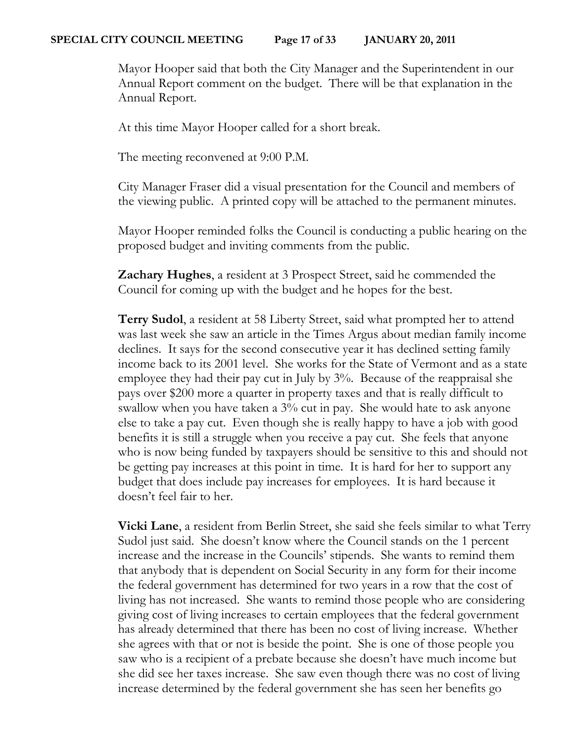Mayor Hooper said that both the City Manager and the Superintendent in our Annual Report comment on the budget. There will be that explanation in the Annual Report.

At this time Mayor Hooper called for a short break.

The meeting reconvened at 9:00 P.M.

City Manager Fraser did a visual presentation for the Council and members of the viewing public. A printed copy will be attached to the permanent minutes.

Mayor Hooper reminded folks the Council is conducting a public hearing on the proposed budget and inviting comments from the public.

**Zachary Hughes**, a resident at 3 Prospect Street, said he commended the Council for coming up with the budget and he hopes for the best.

**Terry Sudol**, a resident at 58 Liberty Street, said what prompted her to attend was last week she saw an article in the Times Argus about median family income declines. It says for the second consecutive year it has declined setting family income back to its 2001 level. She works for the State of Vermont and as a state employee they had their pay cut in July by 3%. Because of the reappraisal she pays over $200 more a quarter in property taxes and that is really difficult to swallow when you have taken a 3% cut in pay. She would hate to ask anyone else to take a pay cut. Even though she is really happy to have a job with good benefits it is still a struggle when you receive a pay cut. She feels that anyone who is now being funded by taxpayers should be sensitive to this and should not be getting pay increases at this point in time. It is hard for her to support any budget that does include pay increases for employees. It is hard because it doesn't feel fair to her.

**Vicki Lane**, a resident from Berlin Street, she said she feels similar to what Terry Sudol just said. She doesn't know where the Council stands on the 1 percent increase and the increase in the Councils' stipends. She wants to remind them that anybody that is dependent on Social Security in any form for their income the federal government has determined for two years in a row that the cost of living has not increased. She wants to remind those people who are considering giving cost of living increases to certain employees that the federal government has already determined that there has been no cost of living increase. Whether she agrees with that or not is beside the point. She is one of those people you saw who is a recipient of a prebate because she doesn't have much income but she did see her taxes increase. She saw even though there was no cost of living increase determined by the federal government she has seen her benefits go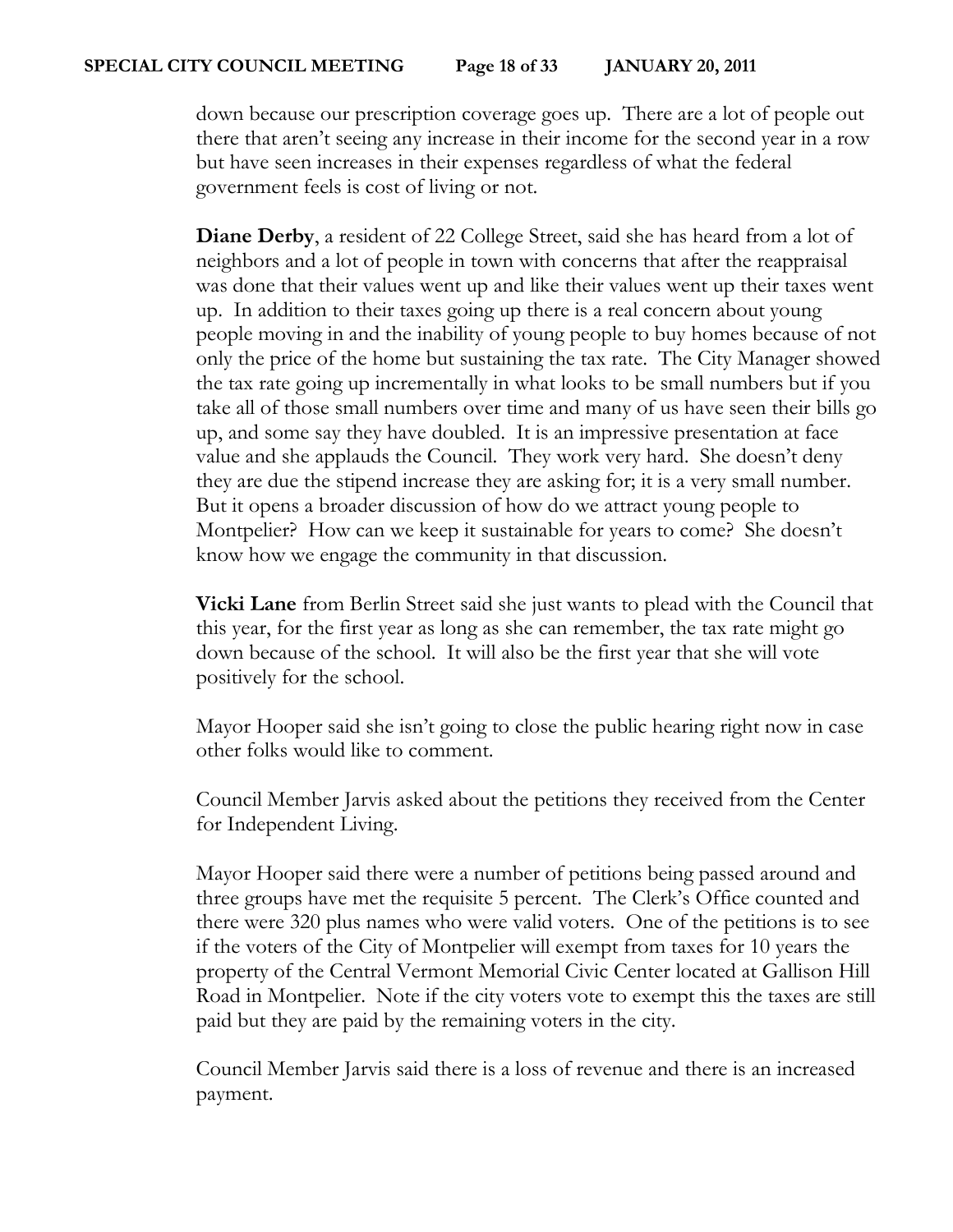down because our prescription coverage goes up. There are a lot of people out there that aren't seeing any increase in their income for the second year in a row but have seen increases in their expenses regardless of what the federal government feels is cost of living or not.

**Diane Derby**, a resident of 22 College Street, said she has heard from a lot of neighbors and a lot of people in town with concerns that after the reappraisal was done that their values went up and like their values went up their taxes went up. In addition to their taxes going up there is a real concern about young people moving in and the inability of young people to buy homes because of not only the price of the home but sustaining the tax rate. The City Manager showed the tax rate going up incrementally in what looks to be small numbers but if you take all of those small numbers over time and many of us have seen their bills go up, and some say they have doubled. It is an impressive presentation at face value and she applauds the Council. They work very hard. She doesn't deny they are due the stipend increase they are asking for; it is a very small number. But it opens a broader discussion of how do we attract young people to Montpelier? How can we keep it sustainable for years to come? She doesn't know how we engage the community in that discussion.

**Vicki Lane** from Berlin Street said she just wants to plead with the Council that this year, for the first year as long as she can remember, the tax rate might go down because of the school. It will also be the first year that she will vote positively for the school.

Mayor Hooper said she isn't going to close the public hearing right now in case other folks would like to comment.

Council Member Jarvis asked about the petitions they received from the Center for Independent Living.

Mayor Hooper said there were a number of petitions being passed around and three groups have met the requisite 5 percent. The Clerk's Office counted and there were 320 plus names who were valid voters. One of the petitions is to see if the voters of the City of Montpelier will exempt from taxes for 10 years the property of the Central Vermont Memorial Civic Center located at Gallison Hill Road in Montpelier. Note if the city voters vote to exempt this the taxes are still paid but they are paid by the remaining voters in the city.

Council Member Jarvis said there is a loss of revenue and there is an increased payment.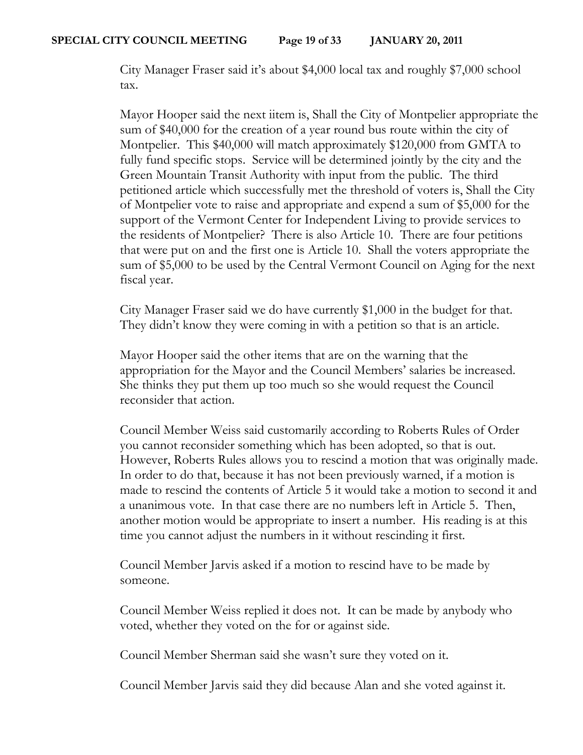City Manager Fraser said it's about $4,000 local tax and roughly $7,000 school tax.

Mayor Hooper said the next iitem is, Shall the City of Montpelier appropriate the sum of $40,000 for the creation of a year round bus route within the city of Montpelier. This $40,000 will match approximately $120,000 from GMTA to fully fund specific stops. Service will be determined jointly by the city and the Green Mountain Transit Authority with input from the public. The third petitioned article which successfully met the threshold of voters is, Shall the City of Montpelier vote to raise and appropriate and expend a sum of $5,000 for the support of the Vermont Center for Independent Living to provide services to the residents of Montpelier? There is also Article 10. There are four petitions that were put on and the first one is Article 10. Shall the voters appropriate the sum of $5,000 to be used by the Central Vermont Council on Aging for the next fiscal year.

City Manager Fraser said we do have currently $1,000 in the budget for that. They didn't know they were coming in with a petition so that is an article.

Mayor Hooper said the other items that are on the warning that the appropriation for the Mayor and the Council Members' salaries be increased. She thinks they put them up too much so she would request the Council reconsider that action.

Council Member Weiss said customarily according to Roberts Rules of Order you cannot reconsider something which has been adopted, so that is out. However, Roberts Rules allows you to rescind a motion that was originally made. In order to do that, because it has not been previously warned, if a motion is made to rescind the contents of Article 5 it would take a motion to second it and a unanimous vote. In that case there are no numbers left in Article 5. Then, another motion would be appropriate to insert a number. His reading is at this time you cannot adjust the numbers in it without rescinding it first.

Council Member Jarvis asked if a motion to rescind have to be made by someone.

Council Member Weiss replied it does not. It can be made by anybody who voted, whether they voted on the for or against side.

Council Member Sherman said she wasn't sure they voted on it.

Council Member Jarvis said they did because Alan and she voted against it.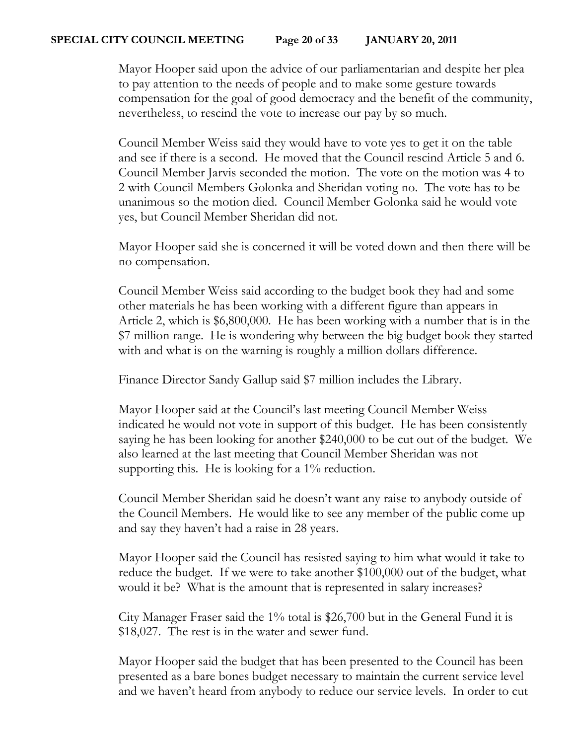Mayor Hooper said upon the advice of our parliamentarian and despite her plea to pay attention to the needs of people and to make some gesture towards compensation for the goal of good democracy and the benefit of the community, nevertheless, to rescind the vote to increase our pay by so much.

Council Member Weiss said they would have to vote yes to get it on the table and see if there is a second. He moved that the Council rescind Article 5 and 6. Council Member Jarvis seconded the motion. The vote on the motion was 4 to 2 with Council Members Golonka and Sheridan voting no. The vote has to be unanimous so the motion died. Council Member Golonka said he would vote yes, but Council Member Sheridan did not.

Mayor Hooper said she is concerned it will be voted down and then there will be no compensation.

Council Member Weiss said according to the budget book they had and some other materials he has been working with a different figure than appears in Article 2, which is $6,800,000. He has been working with a number that is in the $7 million range. He is wondering why between the big budget book they started with and what is on the warning is roughly a million dollars difference.

Finance Director Sandy Gallup said $7 million includes the Library.

Mayor Hooper said at the Council's last meeting Council Member Weiss indicated he would not vote in support of this budget. He has been consistently saying he has been looking for another $240,000 to be cut out of the budget. We also learned at the last meeting that Council Member Sheridan was not supporting this. He is looking for a 1% reduction.

Council Member Sheridan said he doesn't want any raise to anybody outside of the Council Members. He would like to see any member of the public come up and say they haven't had a raise in 28 years.

Mayor Hooper said the Council has resisted saying to him what would it take to reduce the budget. If we were to take another $100,000 out of the budget, what would it be? What is the amount that is represented in salary increases?

City Manager Fraser said the 1% total is $26,700 but in the General Fund it is $18,027. The rest is in the water and sewer fund.

Mayor Hooper said the budget that has been presented to the Council has been presented as a bare bones budget necessary to maintain the current service level and we haven't heard from anybody to reduce our service levels. In order to cut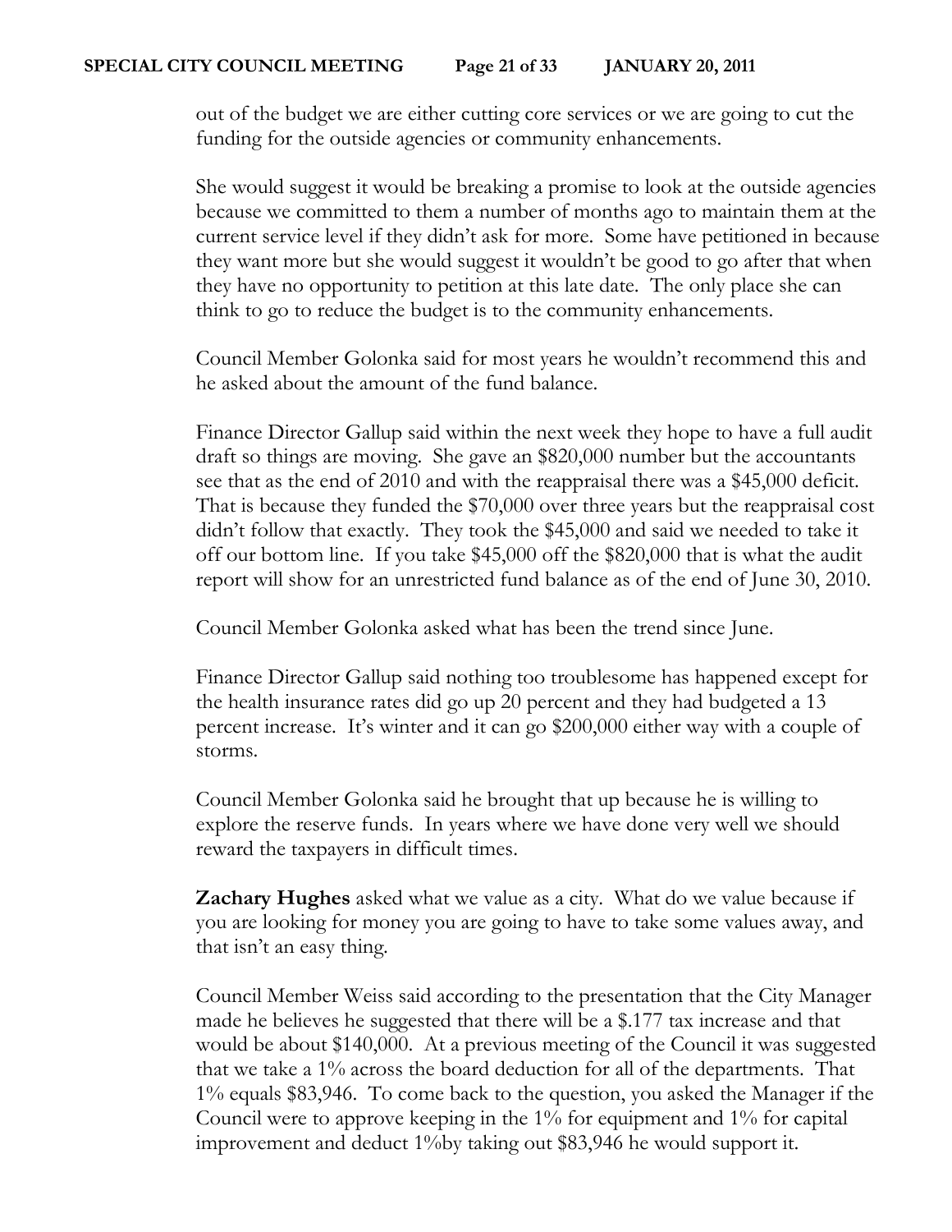out of the budget we are either cutting core services or we are going to cut the funding for the outside agencies or community enhancements.

She would suggest it would be breaking a promise to look at the outside agencies because we committed to them a number of months ago to maintain them at the current service level if they didn't ask for more. Some have petitioned in because they want more but she would suggest it wouldn't be good to go after that when they have no opportunity to petition at this late date. The only place she can think to go to reduce the budget is to the community enhancements.

Council Member Golonka said for most years he wouldn't recommend this and he asked about the amount of the fund balance.

Finance Director Gallup said within the next week they hope to have a full audit draft so things are moving. She gave an $820,000 number but the accountants see that as the end of 2010 and with the reappraisal there was a $45,000 deficit. That is because they funded the $70,000 over three years but the reappraisal cost didn't follow that exactly. They took the $45,000 and said we needed to take it off our bottom line. If you take $45,000 off the $820,000 that is what the audit report will show for an unrestricted fund balance as of the end of June 30, 2010.

Council Member Golonka asked what has been the trend since June.

Finance Director Gallup said nothing too troublesome has happened except for the health insurance rates did go up 20 percent and they had budgeted a 13 percent increase. It's winter and it can go $200,000 either way with a couple of storms.

Council Member Golonka said he brought that up because he is willing to explore the reserve funds. In years where we have done very well we should reward the taxpayers in difficult times.

**Zachary Hughes** asked what we value as a city. What do we value because if you are looking for money you are going to have to take some values away, and that isn't an easy thing.

Council Member Weiss said according to the presentation that the City Manager made he believes he suggested that there will be a $.177 tax increase and that would be about $140,000. At a previous meeting of the Council it was suggested that we take a 1% across the board deduction for all of the departments. That 1% equals $83,946. To come back to the question, you asked the Manager if the Council were to approve keeping in the 1% for equipment and 1% for capital improvement and deduct 1%by taking out $83,946 he would support it.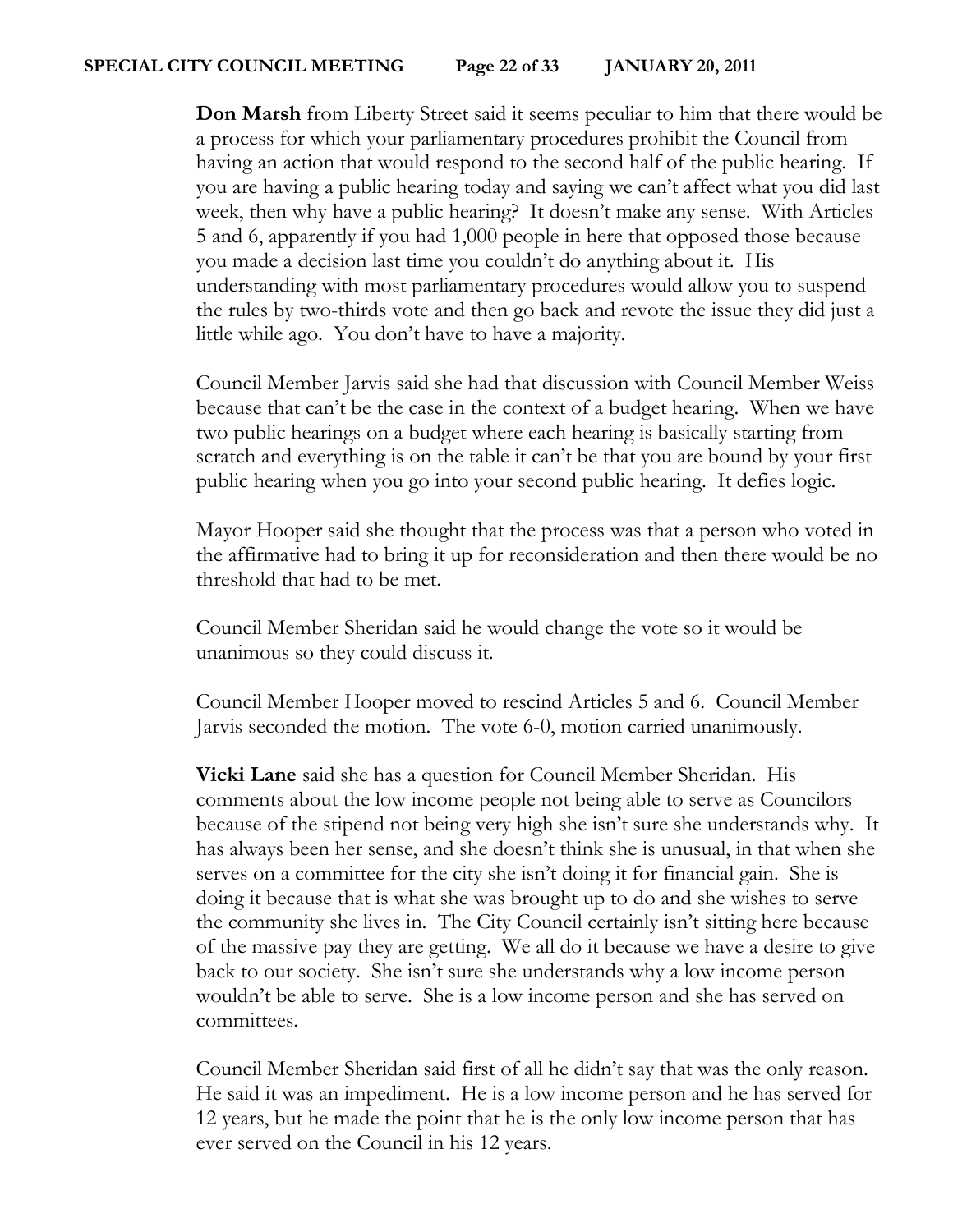**Don Marsh** from Liberty Street said it seems peculiar to him that there would be a process for which your parliamentary procedures prohibit the Council from having an action that would respond to the second half of the public hearing. If you are having a public hearing today and saying we can't affect what you did last week, then why have a public hearing? It doesn't make any sense. With Articles 5 and 6, apparently if you had 1,000 people in here that opposed those because you made a decision last time you couldn't do anything about it. His understanding with most parliamentary procedures would allow you to suspend the rules by two-thirds vote and then go back and revote the issue they did just a little while ago. You don't have to have a majority.

Council Member Jarvis said she had that discussion with Council Member Weiss because that can't be the case in the context of a budget hearing. When we have two public hearings on a budget where each hearing is basically starting from scratch and everything is on the table it can't be that you are bound by your first public hearing when you go into your second public hearing. It defies logic.

Mayor Hooper said she thought that the process was that a person who voted in the affirmative had to bring it up for reconsideration and then there would be no threshold that had to be met.

Council Member Sheridan said he would change the vote so it would be unanimous so they could discuss it.

Council Member Hooper moved to rescind Articles 5 and 6. Council Member Jarvis seconded the motion. The vote 6-0, motion carried unanimously.

**Vicki Lane** said she has a question for Council Member Sheridan. His comments about the low income people not being able to serve as Councilors because of the stipend not being very high she isn't sure she understands why. It has always been her sense, and she doesn't think she is unusual, in that when she serves on a committee for the city she isn't doing it for financial gain. She is doing it because that is what she was brought up to do and she wishes to serve the community she lives in. The City Council certainly isn't sitting here because of the massive pay they are getting. We all do it because we have a desire to give back to our society. She isn't sure she understands why a low income person wouldn't be able to serve. She is a low income person and she has served on committees.

Council Member Sheridan said first of all he didn't say that was the only reason. He said it was an impediment. He is a low income person and he has served for 12 years, but he made the point that he is the only low income person that has ever served on the Council in his 12 years.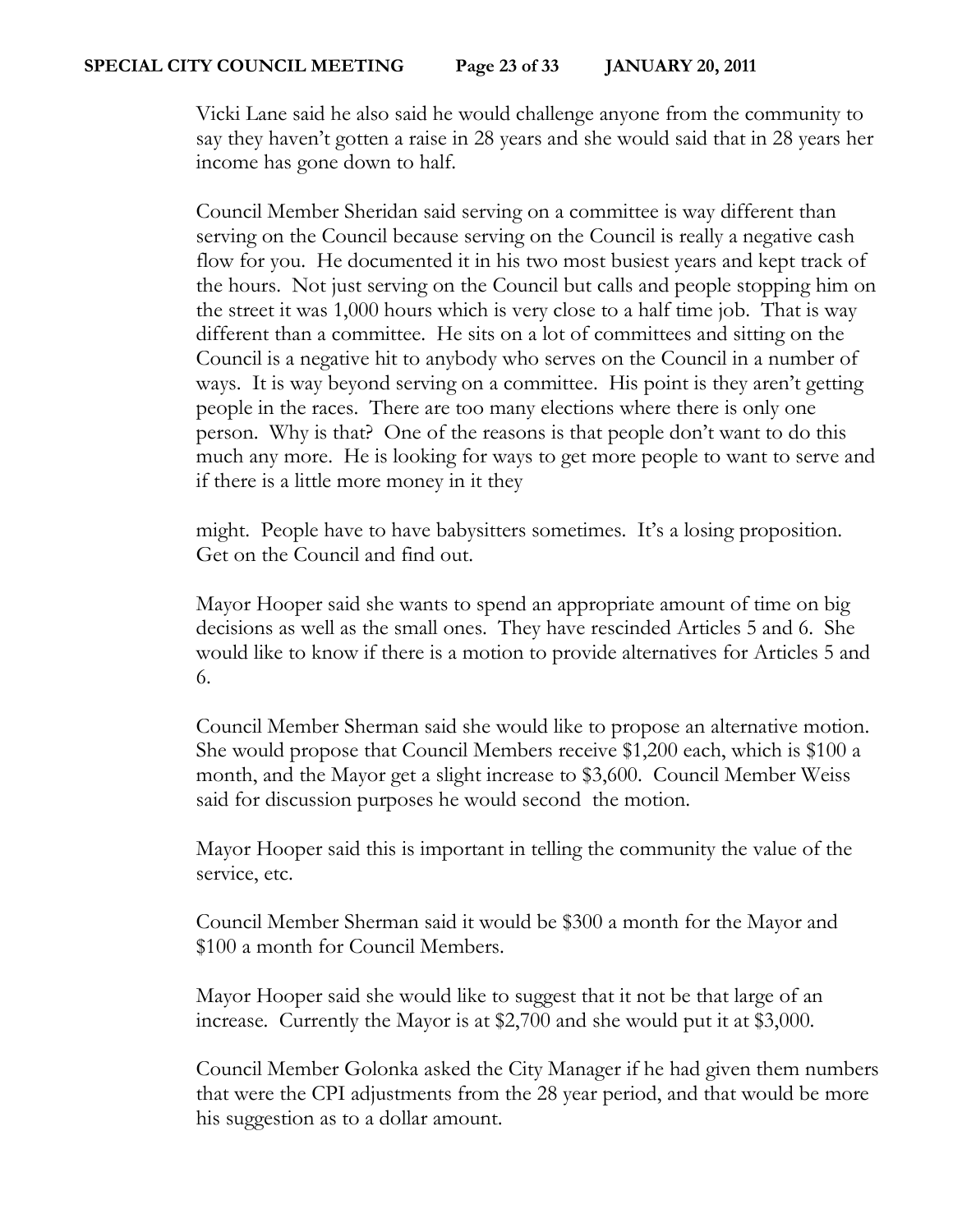Vicki Lane said he also said he would challenge anyone from the community to say they haven't gotten a raise in 28 years and she would said that in 28 years her income has gone down to half.

Council Member Sheridan said serving on a committee is way different than serving on the Council because serving on the Council is really a negative cash flow for you. He documented it in his two most busiest years and kept track of the hours. Not just serving on the Council but calls and people stopping him on the street it was 1,000 hours which is very close to a half time job. That is way different than a committee. He sits on a lot of committees and sitting on the Council is a negative hit to anybody who serves on the Council in a number of ways. It is way beyond serving on a committee. His point is they aren't getting people in the races. There are too many elections where there is only one person. Why is that? One of the reasons is that people don't want to do this much any more. He is looking for ways to get more people to want to serve and if there is a little more money in it they might. People have to have babysitters sometimes. It's a losing proposition. Get on the Council and find out.

Mayor Hooper said she wants to spend an appropriate amount of time on big decisions as well as the small ones. They have rescinded Articles 5 and 6. She would like to know if there is a motion to provide alternatives for Articles 5 and 6.

Council Member Sherman said she would like to propose an alternative motion. She would propose that Council Members receive $1,200 each, which is $100 a month, and the Mayor get a slight increase to $3,600. Council Member Weiss said for discussion purposes he would second the motion.

Mayor Hooper said this is important in telling the community the value of the service, etc.

Council Member Sherman said it would be $300 a month for the Mayor and $100 a month for Council Members.

Mayor Hooper said she would like to suggest that it not be that large of an increase. Currently the Mayor is at $2,700 and she would put it at $3,000.

Council Member Golonka asked the City Manager if he had given them numbers that were the CPI adjustments from the 28 year period, and that would be more his suggestion as to a dollar amount.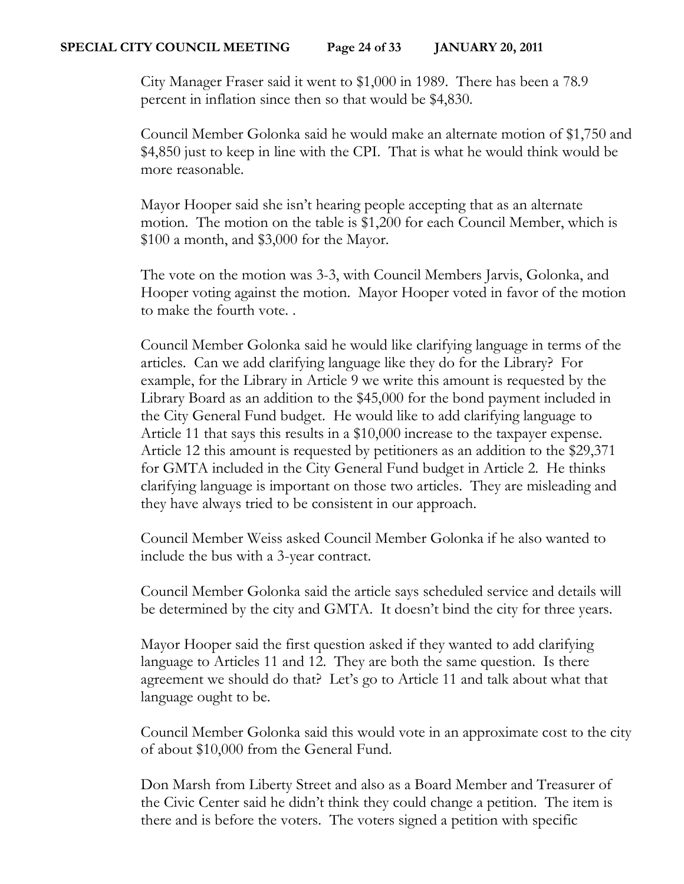City Manager Fraser said it went to $1,000 in 1989. There has been a 78.9 percent in inflation since then so that would be $4,830.

Council Member Golonka said he would make an alternate motion of $1,750 and $4,850 just to keep in line with the CPI. That is what he would think would be more reasonable.

Mayor Hooper said she isn't hearing people accepting that as an alternate motion. The motion on the table is $1,200 for each Council Member, which is $100 a month, and $3,000 for the Mayor.

The vote on the motion was 3-3, with Council Members Jarvis, Golonka, and Hooper voting against the motion. Mayor Hooper voted in favor of the motion to make the fourth vote. .

Council Member Golonka said he would like clarifying language in terms of the articles. Can we add clarifying language like they do for the Library? For example, for the Library in Article 9 we write this amount is requested by the Library Board as an addition to the $45,000 for the bond payment included in the City General Fund budget. He would like to add clarifying language to Article 11 that says this results in a $10,000 increase to the taxpayer expense. Article 12 this amount is requested by petitioners as an addition to the $29,371 for GMTA included in the City General Fund budget in Article 2. He thinks clarifying language is important on those two articles. They are misleading and they have always tried to be consistent in our approach.

Council Member Weiss asked Council Member Golonka if he also wanted to include the bus with a 3-year contract.

Council Member Golonka said the article says scheduled service and details will be determined by the city and GMTA. It doesn't bind the city for three years.

Mayor Hooper said the first question asked if they wanted to add clarifying language to Articles 11 and 12. They are both the same question. Is there agreement we should do that? Let's go to Article 11 and talk about what that language ought to be.

Council Member Golonka said this would vote in an approximate cost to the city of about $10,000 from the General Fund.

Don Marsh from Liberty Street and also as a Board Member and Treasurer of the Civic Center said he didn't think they could change a petition. The item is there and is before the voters. The voters signed a petition with specific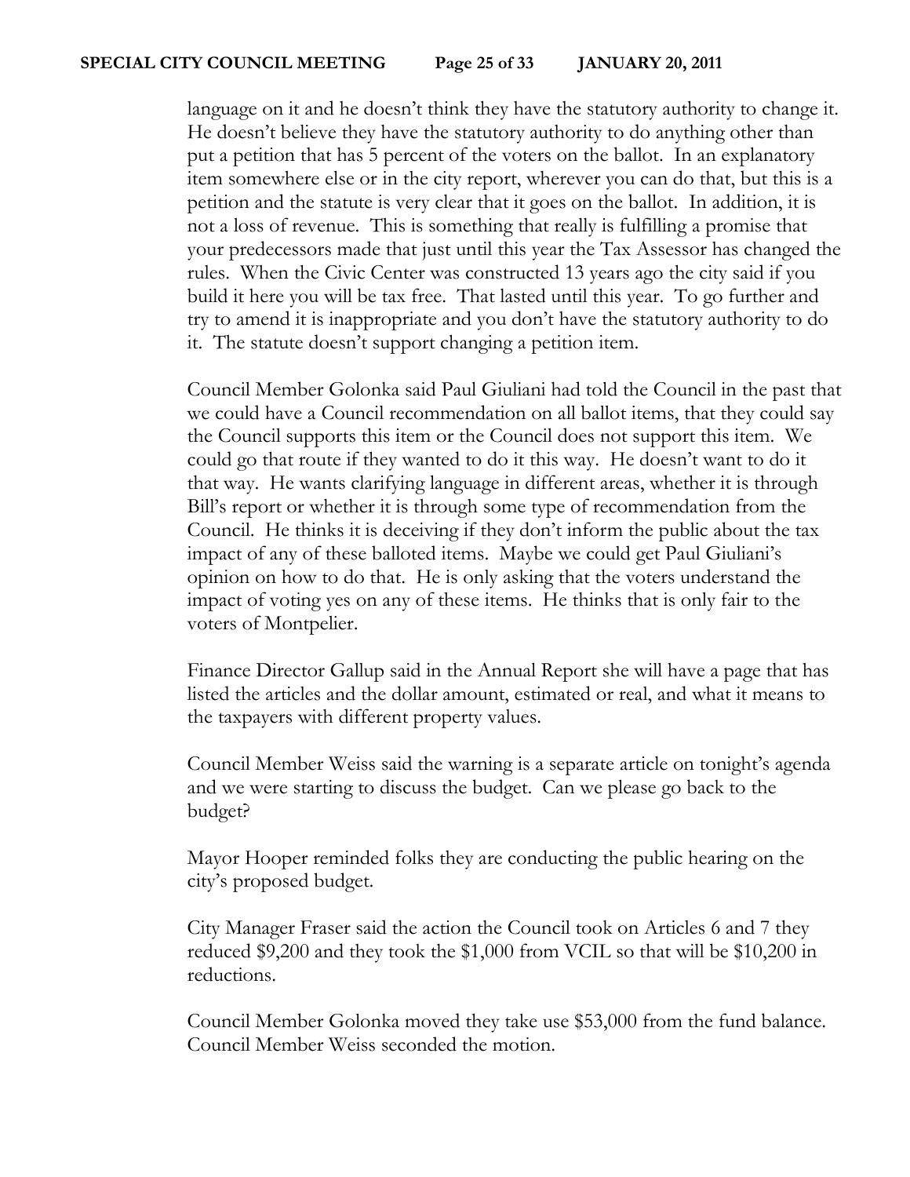language on it and he doesn't think they have the statutory authority to change it. He doesn't believe they have the statutory authority to do anything other than put a petition that has 5 percent of the voters on the ballot. In an explanatory item somewhere else or in the city report, wherever you can do that, but this is a petition and the statute is very clear that it goes on the ballot. In addition, it is not a loss of revenue. This is something that really is fulfilling a promise that your predecessors made that just until this year the Tax Assessor has changed the rules. When the Civic Center was constructed 13 years ago the city said if you build it here you will be tax free. That lasted until this year. To go further and try to amend it is inappropriate and you don't have the statutory authority to do it. The statute doesn't support changing a petition item.

Council Member Golonka said Paul Giuliani had told the Council in the past that we could have a Council recommendation on all ballot items, that they could say the Council supports this item or the Council does not support this item. We could go that route if they wanted to do it this way. He doesn't want to do it that way. He wants clarifying language in different areas, whether it is through Bill's report or whether it is through some type of recommendation from the Council. He thinks it is deceiving if they don't inform the public about the tax impact of any of these balloted items. Maybe we could get Paul Giuliani's opinion on how to do that. He is only asking that the voters understand the impact of voting yes on any of these items. He thinks that is only fair to the voters of Montpelier.

Finance Director Gallup said in the Annual Report she will have a page that has listed the articles and the dollar amount, estimated or real, and what it means to the taxpayers with different property values.

Council Member Weiss said the warning is a separate article on tonight's agenda and we were starting to discuss the budget. Can we please go back to the budget?

Mayor Hooper reminded folks they are conducting the public hearing on the city's proposed budget.

City Manager Fraser said the action the Council took on Articles 6 and 7 they reduced $9,200 and they took the $1,000 from VCIL so that will be $10,200 in reductions.

Council Member Golonka moved they take use $53,000 from the fund balance. Council Member Weiss seconded the motion.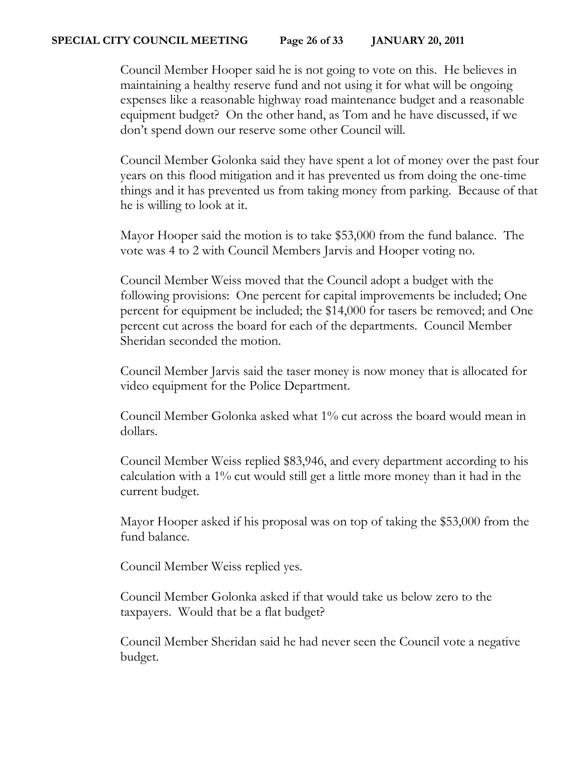Council Member Hooper said he is not going to vote on this. He believes in maintaining a healthy reserve fund and not using it for what will be ongoing expenses like a reasonable highway road maintenance budget and a reasonable equipment budget? On the other hand, as Tom and he have discussed, if we don't spend down our reserve some other Council will.

Council Member Golonka said they have spent a lot of money over the past four years on this flood mitigation and it has prevented us from doing the one-time things and it has prevented us from taking money from parking. Because of that he is willing to look at it.

Mayor Hooper said the motion is to take $53,000 from the fund balance. The vote was 4 to 2 with Council Members Jarvis and Hooper voting no.

Council Member Weiss moved that the Council adopt a budget with the following provisions: One percent for capital improvements be included; One percent for equipment be included; the $14,000 for tasers be removed; and One percent cut across the board for each of the departments. Council Member Sheridan seconded the motion.

Council Member Jarvis said the taser money is now money that is allocated for video equipment for the Police Department.

Council Member Golonka asked what 1% cut across the board would mean in dollars.

Council Member Weiss replied $83,946, and every department according to his calculation with a 1% cut would still get a little more money than it had in the current budget.

Mayor Hooper asked if his proposal was on top of taking the $53,000 from the fund balance.

Council Member Weiss replied yes.

Council Member Golonka asked if that would take us below zero to the taxpayers. Would that be a flat budget?

Council Member Sheridan said he had never seen the Council vote a negative budget.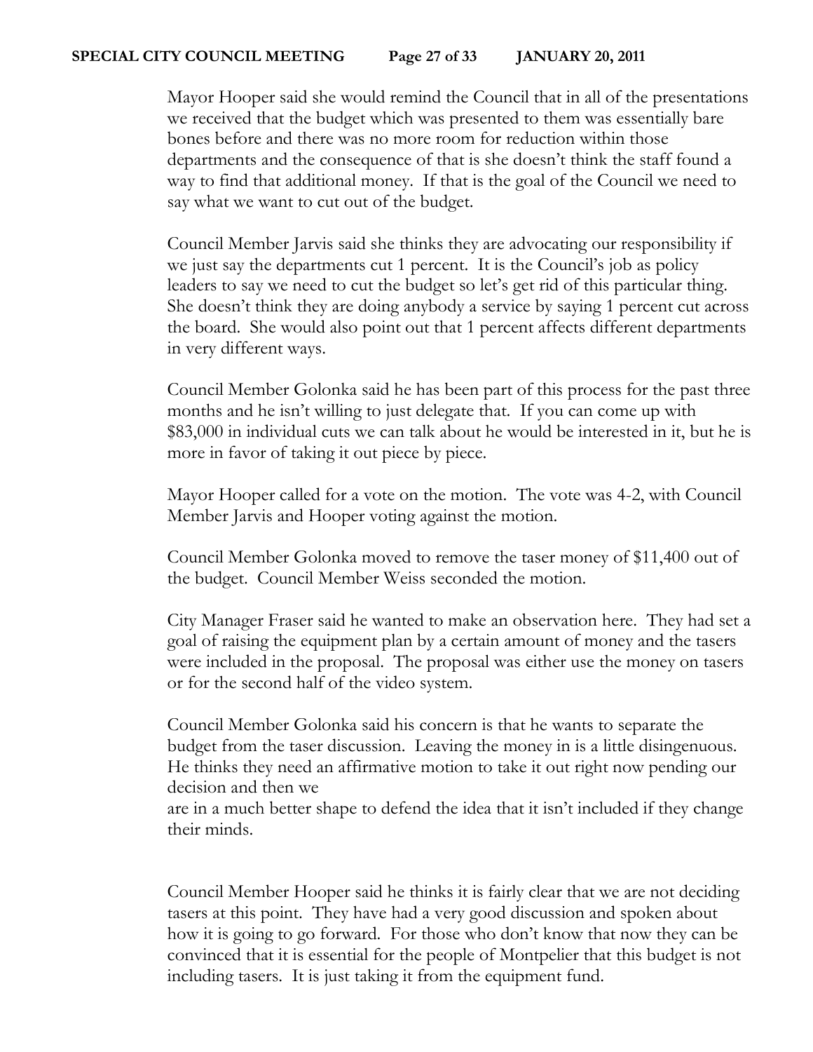Mayor Hooper said she would remind the Council that in all of the presentations we received that the budget which was presented to them was essentially bare bones before and there was no more room for reduction within those departments and the consequence of that is she doesn't think the staff found a way to find that additional money. If that is the goal of the Council we need to say what we want to cut out of the budget.

Council Member Jarvis said she thinks they are advocating our responsibility if we just say the departments cut 1 percent. It is the Council's job as policy leaders to say we need to cut the budget so let's get rid of this particular thing. She doesn't think they are doing anybody a service by saying 1 percent cut across the board. She would also point out that 1 percent affects different departments in very different ways.

Council Member Golonka said he has been part of this process for the past three months and he isn't willing to just delegate that. If you can come up with $83,000 in individual cuts we can talk about he would be interested in it, but he is more in favor of taking it out piece by piece.

Mayor Hooper called for a vote on the motion. The vote was 4-2, with Council Member Jarvis and Hooper voting against the motion.

Council Member Golonka moved to remove the taser money of $11,400 out of the budget. Council Member Weiss seconded the motion.

City Manager Fraser said he wanted to make an observation here. They had set a goal of raising the equipment plan by a certain amount of money and the tasers were included in the proposal. The proposal was either use the money on tasers or for the second half of the video system.

Council Member Golonka said his concern is that he wants to separate the budget from the taser discussion. Leaving the money in is a little disingenuous. He thinks they need an affirmative motion to take it out right now pending our decision and then we are in a much better shape to defend the idea that it isn't included if they change their minds.

Council Member Hooper said he thinks it is fairly clear that we are not deciding tasers at this point. They have had a very good discussion and spoken about how it is going to go forward. For those who don't know that now they can be convinced that it is essential for the people of Montpelier that this budget is not including tasers. It is just taking it from the equipment fund.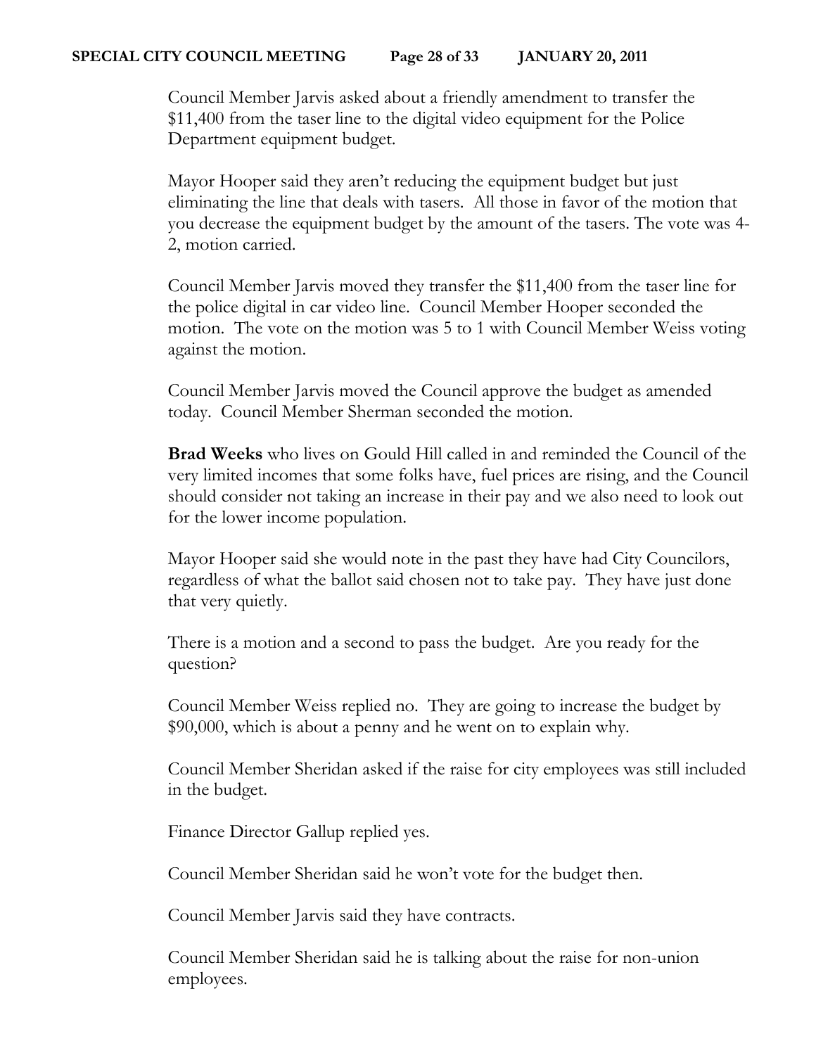Council Member Jarvis asked about a friendly amendment to transfer the $11,400 from the taser line to the digital video equipment for the Police Department equipment budget.

Mayor Hooper said they aren't reducing the equipment budget but just eliminating the line that deals with tasers. All those in favor of the motion that you decrease the equipment budget by the amount of the tasers. The vote was 4-2, motion carried.

Council Member Jarvis moved they transfer the $11,400 from the taser line for the police digital in car video line. Council Member Hooper seconded the motion. The vote on the motion was 5 to 1 with Council Member Weiss voting against the motion.

Council Member Jarvis moved the Council approve the budget as amended today. Council Member Sherman seconded the motion.

**Brad Weeks** who lives on Gould Hill called in and reminded the Council of the very limited incomes that some folks have, fuel prices are rising, and the Council should consider not taking an increase in their pay and we also need to look out for the lower income population.

Mayor Hooper said she would note in the past they have had City Councilors, regardless of what the ballot said chosen not to take pay. They have just done that very quietly.

There is a motion and a second to pass the budget. Are you ready for the question?

Council Member Weiss replied no. They are going to increase the budget by $90,000, which is about a penny and he went on to explain why.

Council Member Sheridan asked if the raise for city employees was still included in the budget.

Finance Director Gallup replied yes.

Council Member Sheridan said he won't vote for the budget then.

Council Member Jarvis said they have contracts.

Council Member Sheridan said he is talking about the raise for non-union employees.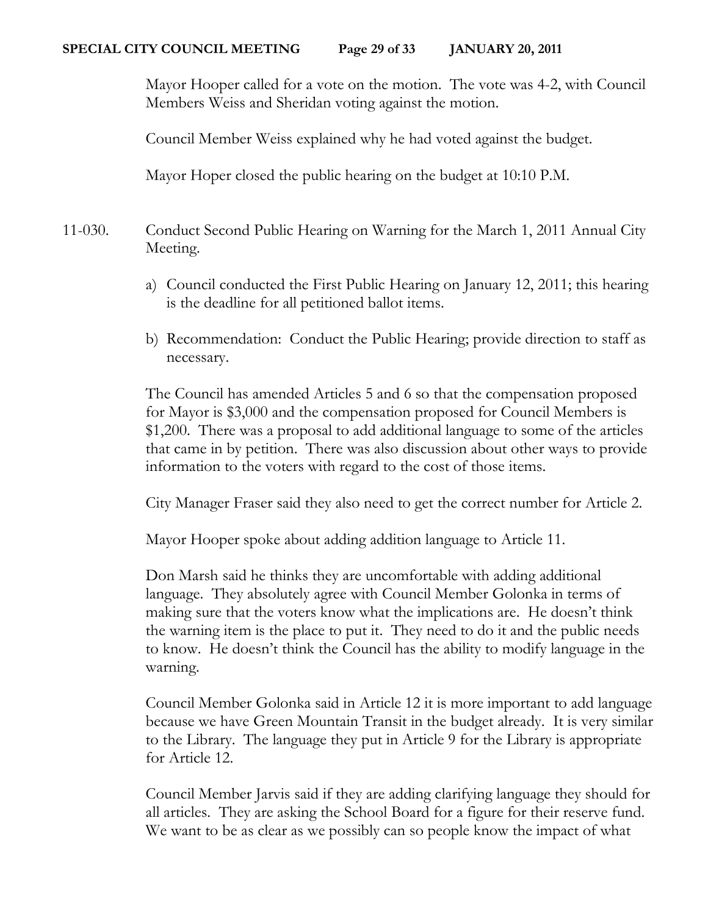Mayor Hooper called for a vote on the motion. The vote was 4-2, with Council Members Weiss and Sheridan voting against the motion.

Council Member Weiss explained why he had voted against the budget.

Mayor Hoper closed the public hearing on the budget at 10:10 P.M.

11-030. Conduct Second Public Hearing on Warning for the March 1, 2011 Annual City Meeting.

a) Council conducted the First Public Hearing on January 12, 2011; this hearing is the deadline for all petitioned ballot items.

b) Recommendation: Conduct the Public Hearing; provide direction to staff as necessary.

The Council has amended Articles 5 and 6 so that the compensation proposed for Mayor is $3,000 and the compensation proposed for Council Members is $1,200. There was a proposal to add additional language to some of the articles that came in by petition. There was also discussion about other ways to provide information to the voters with regard to the cost of those items.

City Manager Fraser said they also need to get the correct number for Article 2.

Mayor Hooper spoke about adding addition language to Article 11.

Don Marsh said he thinks they are uncomfortable with adding additional language. They absolutely agree with Council Member Golonka in terms of making sure that the voters know what the implications are. He doesn't think the warning item is the place to put it. They need to do it and the public needs to know. He doesn't think the Council has the ability to modify language in the warning.

Council Member Golonka said in Article 12 it is more important to add language because we have Green Mountain Transit in the budget already. It is very similar to the Library. The language they put in Article 9 for the Library is appropriate for Article 12.

Council Member Jarvis said if they are adding clarifying language they should for all articles. They are asking the School Board for a figure for their reserve fund. We want to be as clear as we possibly can so people know the impact of what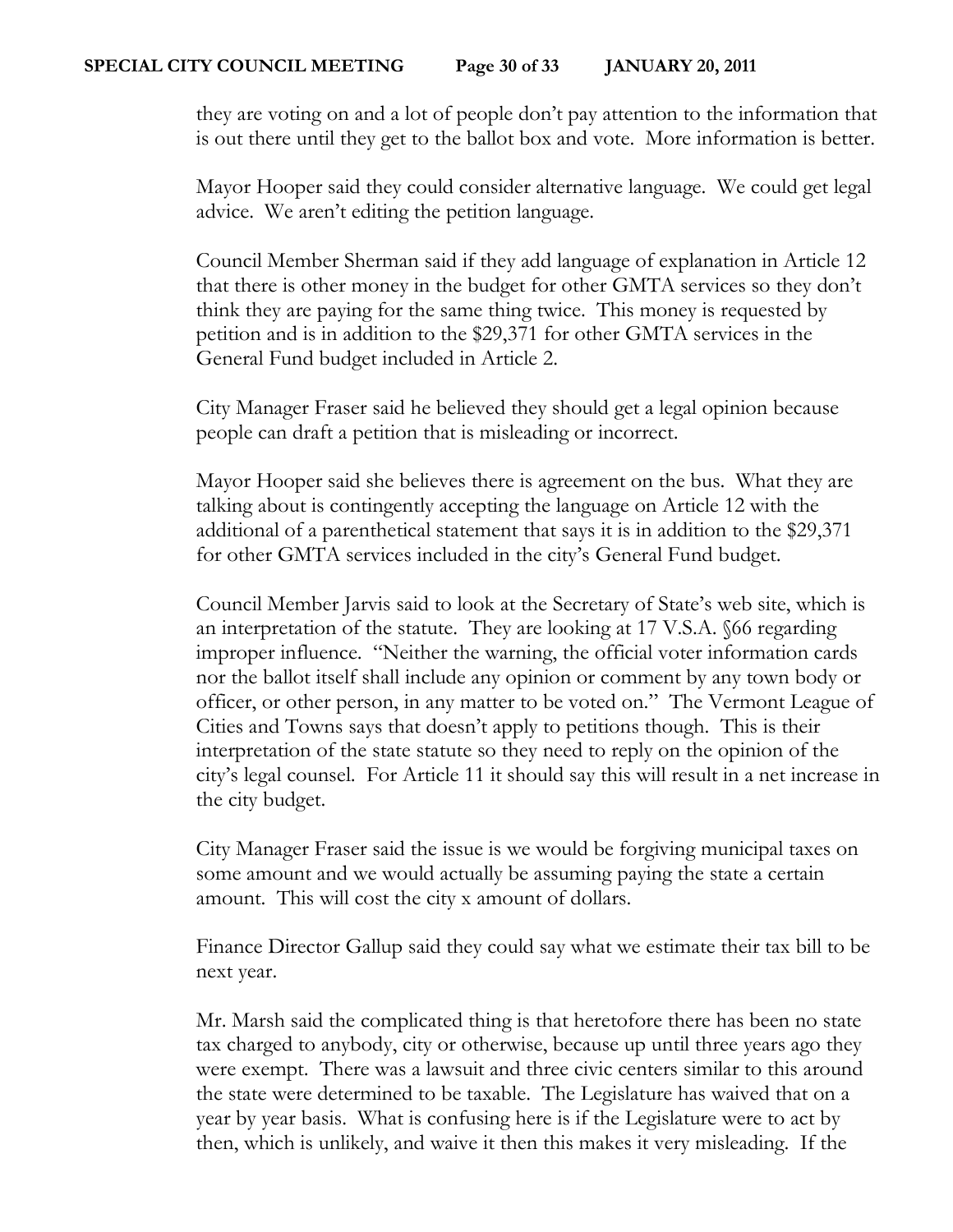they are voting on and a lot of people don't pay attention to the information that is out there until they get to the ballot box and vote. More information is better.

Mayor Hooper said they could consider alternative language. We could get legal advice. We aren't editing the petition language.

Council Member Sherman said if they add language of explanation in Article 12 that there is other money in the budget for other GMTA services so they don't think they are paying for the same thing twice. This money is requested by petition and is in addition to the $29,371 for other GMTA services in the General Fund budget included in Article 2.

City Manager Fraser said he believed they should get a legal opinion because people can draft a petition that is misleading or incorrect.

Mayor Hooper said she believes there is agreement on the bus. What they are talking about is contingently accepting the language on Article 12 with the additional of a parenthetical statement that says it is in addition to the $29,371 for other GMTA services included in the city's General Fund budget.

Council Member Jarvis said to look at the Secretary of State's web site, which is an interpretation of the statute. They are looking at 17 V.S.A. §66 regarding improper influence. "Neither the warning, the official voter information cards nor the ballot itself shall include any opinion or comment by any town body or officer, or other person, in any matter to be voted on." The Vermont League of Cities and Towns says that doesn't apply to petitions though. This is their interpretation of the state statute so they need to reply on the opinion of the city's legal counsel. For Article 11 it should say this will result in a net increase in the city budget.

City Manager Fraser said the issue is we would be forgiving municipal taxes on some amount and we would actually be assuming paying the state a certain amount. This will cost the city x amount of dollars.

Finance Director Gallup said they could say what we estimate their tax bill to be next year.

Mr. Marsh said the complicated thing is that heretofore there has been no state tax charged to anybody, city or otherwise, because up until three years ago they were exempt. There was a lawsuit and three civic centers similar to this around the state were determined to be taxable. The Legislature has waived that on a year by year basis. What is confusing here is if the Legislature were to act by then, which is unlikely, and waive it then this makes it very misleading. If the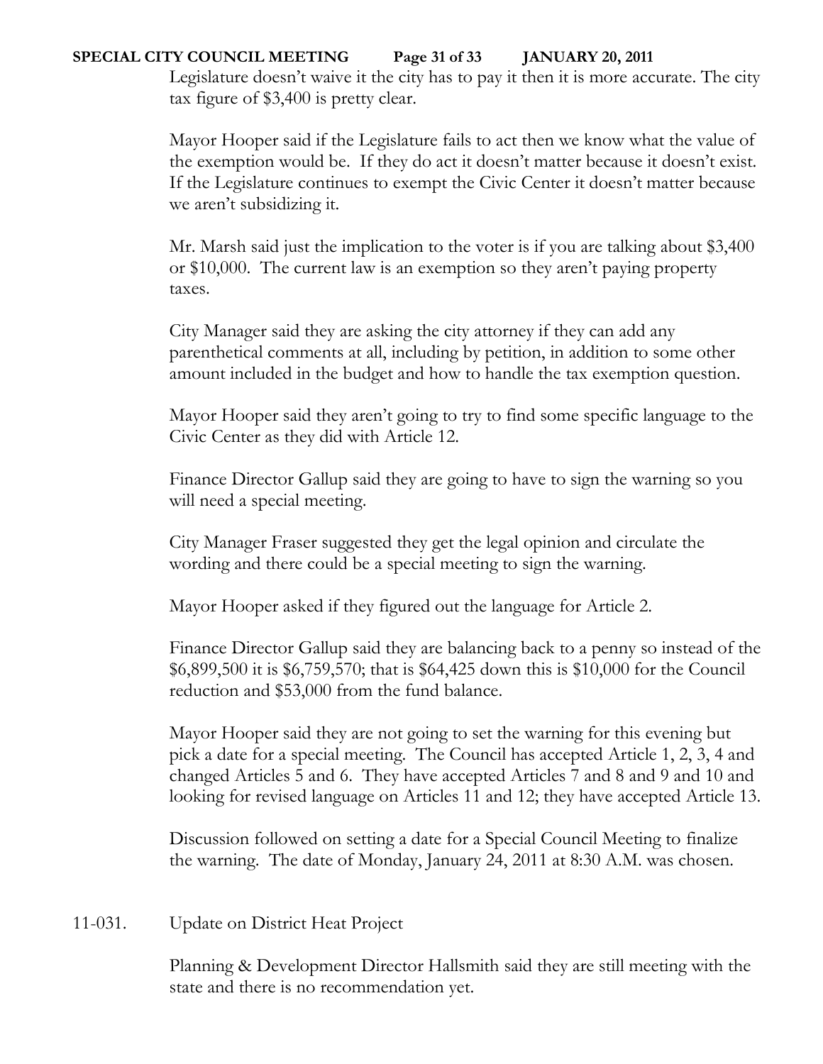Legislature doesn't waive it the city has to pay it then it is more accurate. The city tax figure of $3,400 is pretty clear.

Mayor Hooper said if the Legislature fails to act then we know what the value of the exemption would be. If they do act it doesn't matter because it doesn't exist. If the Legislature continues to exempt the Civic Center it doesn't matter because we aren't subsidizing it.

Mr. Marsh said just the implication to the voter is if you are talking about $3,400 or $10,000. The current law is an exemption so they aren't paying property taxes.

City Manager said they are asking the city attorney if they can add any parenthetical comments at all, including by petition, in addition to some other amount included in the budget and how to handle the tax exemption question.

Mayor Hooper said they aren't going to try to find some specific language to the Civic Center as they did with Article 12.

Finance Director Gallup said they are going to have to sign the warning so you will need a special meeting.

City Manager Fraser suggested they get the legal opinion and circulate the wording and there could be a special meeting to sign the warning.

Mayor Hooper asked if they figured out the language for Article 2.

Finance Director Gallup said they are balancing back to a penny so instead of the $6,899,500 it is $6,759,570; that is $64,425 down this is $10,000 for the Council reduction and $53,000 from the fund balance.

Mayor Hooper said they are not going to set the warning for this evening but pick a date for a special meeting. The Council has accepted Article 1, 2, 3, 4 and changed Articles 5 and 6. They have accepted Articles 7 and 8 and 9 and 10 and looking for revised language on Articles 11 and 12; they have accepted Article 13.

Discussion followed on setting a date for a Special Council Meeting to finalize the warning. The date of Monday, January 24, 2011 at 8:30 A.M. was chosen.

11-031. Update on District Heat Project

Planning & Development Director Hallsmith said they are still meeting with the state and there is no recommendation yet.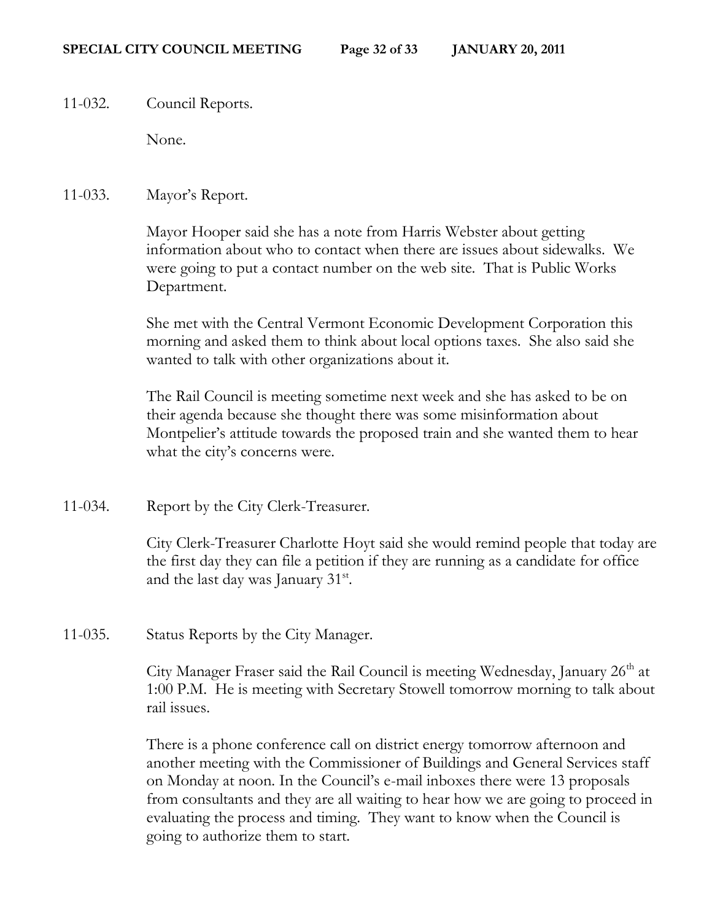11-032. Council Reports.

None.

11-033. Mayor's Report.

Mayor Hooper said she has a note from Harris Webster about getting information about who to contact when there are issues about sidewalks. We were going to put a contact number on the web site. That is Public Works Department.

She met with the Central Vermont Economic Development Corporation this morning and asked them to think about local options taxes. She also said she wanted to talk with other organizations about it.

The Rail Council is meeting sometime next week and she has asked to be on their agenda because she thought there was some misinformation about Montpelier's attitude towards the proposed train and she wanted them to hear what the city's concerns were.

11-034. Report by the City Clerk-Treasurer.

City Clerk-Treasurer Charlotte Hoyt said she would remind people that today are the first day they can file a petition if they are running as a candidate for office and the last day was January 31st.

11-035. Status Reports by the City Manager.

City Manager Fraser said the Rail Council is meeting Wednesday, January 26th at 1:00 P.M. He is meeting with Secretary Stowell tomorrow morning to talk about rail issues.

There is a phone conference call on district energy tomorrow afternoon and another meeting with the Commissioner of Buildings and General Services staff on Monday at noon. In the Council's e-mail inboxes there were 13 proposals from consultants and they are all waiting to hear how we are going to proceed in evaluating the process and timing. They want to know when the Council is going to authorize them to start.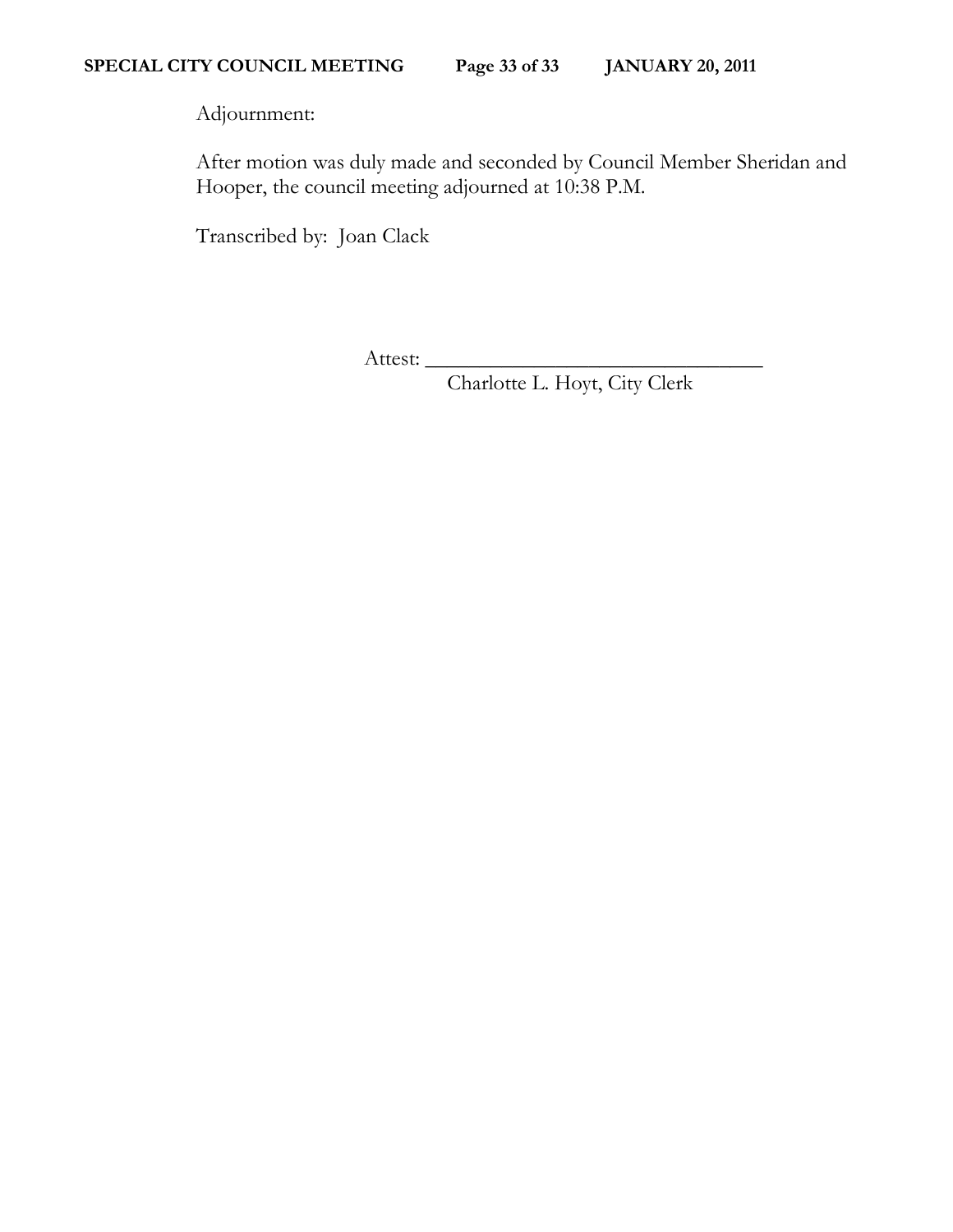Adjournment:

After motion was duly made and seconded by Council Member Sheridan and Hooper, the council meeting adjourned at 10:38 P.M.

Transcribed by: Joan Clack

Attest: ______________________________
Charlotte L. Hoyt, City Clerk